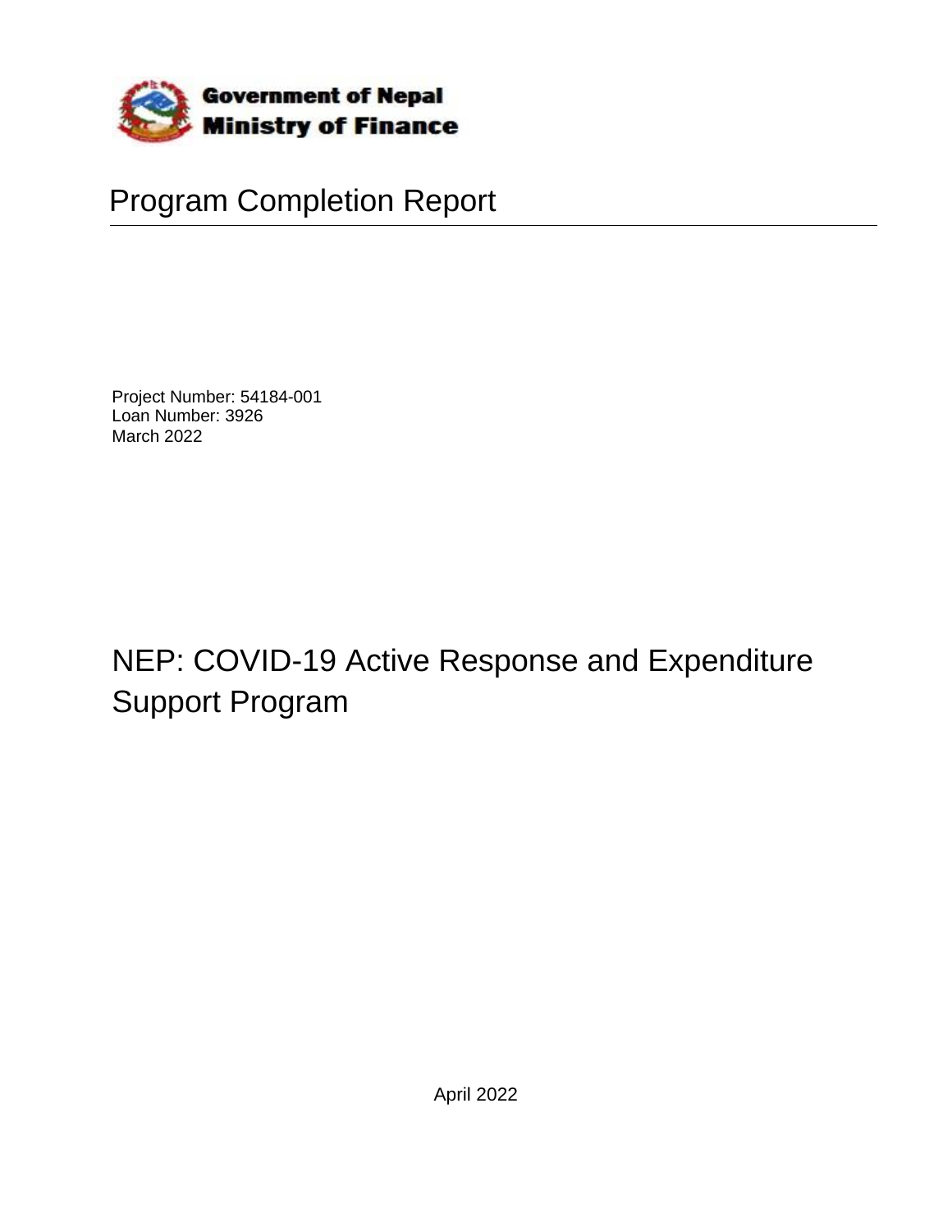**Government of Nepal**
**Ministry of Finance**

# Program Completion Report

Project Number: 54184-001
Loan Number: 3926
March 2022

# NEP: COVID-19 Active Response and Expenditure Support Program

April 2022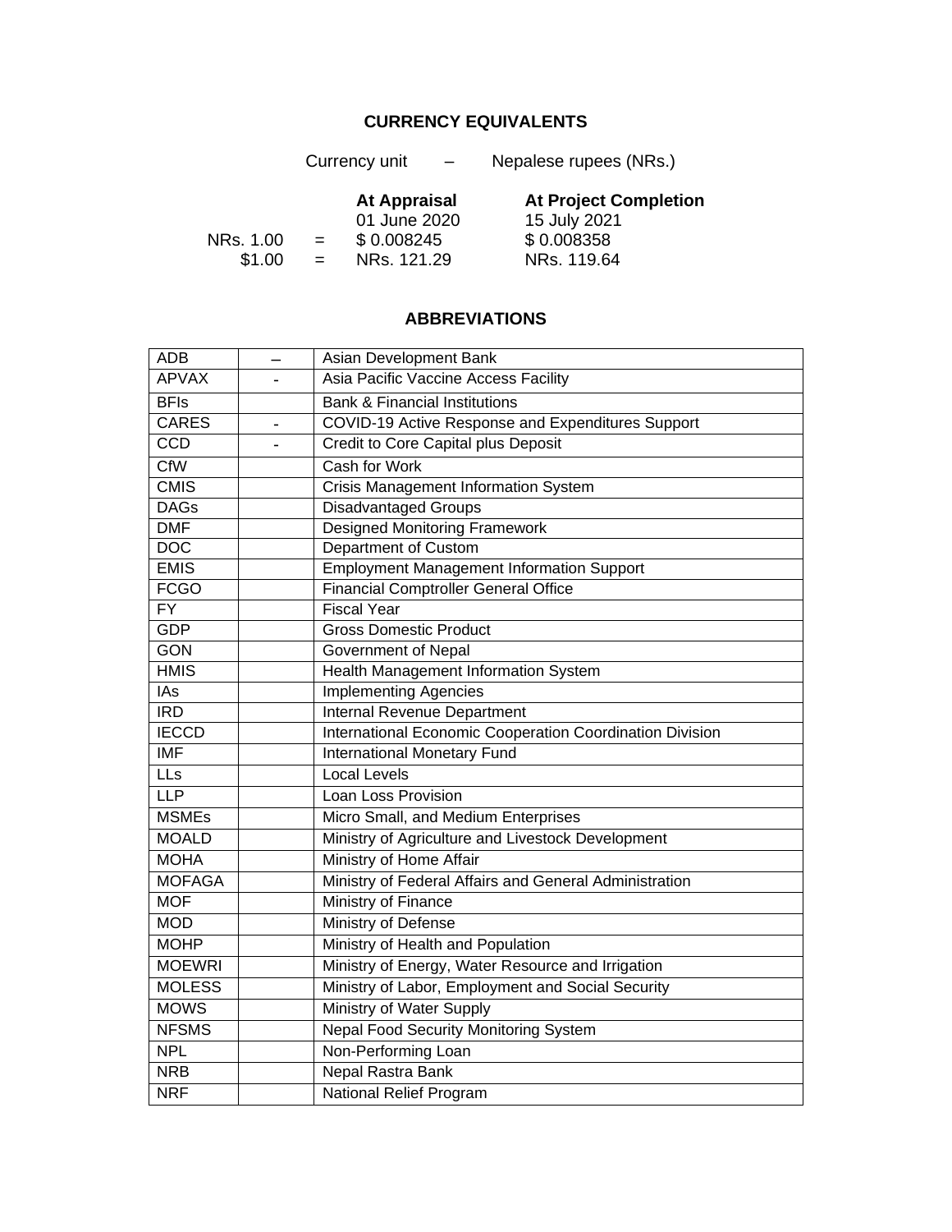## CURRENCY EQUIVALENTS

Currency unit – Nepalese rupees (NRs.)

| | | At Appraisal | At Project Completion |
|---|---|---|---|
| | | 01 June 2020 | 15 July 2021 |
| NRs. 1.00 | = | $ 0.008245 | $ 0.008358 |
| $1.00 | = | NRs. 121.29 | NRs. 119.64 |

## ABBREVIATIONS

| | | |
|---|---|---|
| ADB | – | Asian Development Bank |
| APVAX | - | Asia Pacific Vaccine Access Facility |
| BFIs | | Bank & Financial Institutions |
| CARES | - | COVID-19 Active Response and Expenditures Support |
| CCD | - | Credit to Core Capital plus Deposit |
| CfW | | Cash for Work |
| CMIS | | Crisis Management Information System |
| DAGs | | Disadvantaged Groups |
| DMF | | Designed Monitoring Framework |
| DOC | | Department of Custom |
| EMIS | | Employment Management Information Support |
| FCGO | | Financial Comptroller General Office |
| FY | | Fiscal Year |
| GDP | | Gross Domestic Product |
| GON | | Government of Nepal |
| HMIS | | Health Management Information System |
| IAs | | Implementing Agencies |
| IRD | | Internal Revenue Department |
| IECCD | | International Economic Cooperation Coordination Division |
| IMF | | International Monetary Fund |
| LLs | | Local Levels |
| LLP | | Loan Loss Provision |
| MSMEs | | Micro Small, and Medium Enterprises |
| MOALD | | Ministry of Agriculture and Livestock Development |
| MOHA | | Ministry of Home Affair |
| MOFAGA | | Ministry of Federal Affairs and General Administration |
| MOF | | Ministry of Finance |
| MOD | | Ministry of Defense |
| MOHP | | Ministry of Health and Population |
| MOEWRI | | Ministry of Energy, Water Resource and Irrigation |
| MOLESS | | Ministry of Labor, Employment and Social Security |
| MOWS | | Ministry of Water Supply |
| NFSMS | | Nepal Food Security Monitoring System |
| NPL | | Non-Performing Loan |
| NRB | | Nepal Rastra Bank |
| NRF | | National Relief Program |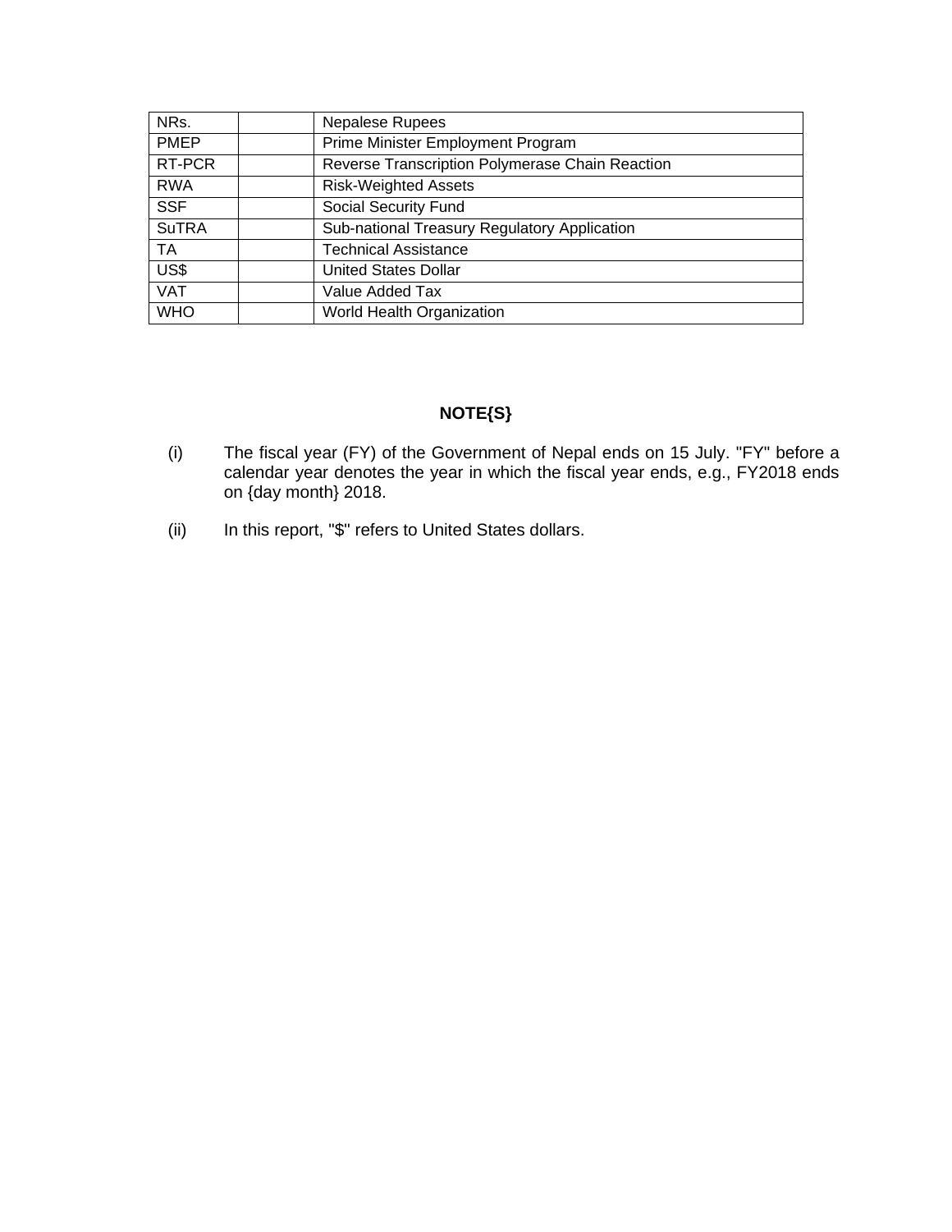| | | |
|---|---|---|
| NRs. | | Nepalese Rupees |
| PMEP | | Prime Minister Employment Program |
| RT-PCR | | Reverse Transcription Polymerase Chain Reaction |
| RWA | | Risk-Weighted Assets |
| SSF | | Social Security Fund |
| SuTRA | | Sub-national Treasury Regulatory Application |
| TA | | Technical Assistance |
| US$ | | United States Dollar |
| VAT | | Value Added Tax |
| WHO | | World Health Organization |

## NOTE{S}

(i) The fiscal year (FY) of the Government of Nepal ends on 15 July. "FY" before a calendar year denotes the year in which the fiscal year ends, e.g., FY2018 ends on {day month} 2018.

(ii) In this report, "$" refers to United States dollars.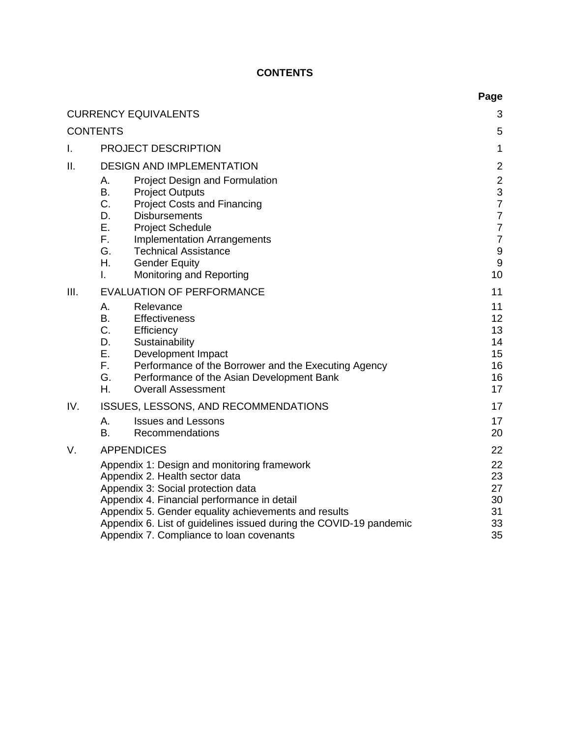**CONTENTS**

| | | Page |
|---|---|---|
| CURRENCY EQUIVALENTS | | 3 |
| CONTENTS | | 5 |
| I. | PROJECT DESCRIPTION | 1 |
| II. | DESIGN AND IMPLEMENTATION | 2 |
| | A. Project Design and Formulation | 2 |
| | B. Project Outputs | 3 |
| | C. Project Costs and Financing | 7 |
| | D. Disbursements | 7 |
| | E. Project Schedule | 7 |
| | F. Implementation Arrangements | 7 |
| | G. Technical Assistance | 9 |
| | H. Gender Equity | 9 |
| | I. Monitoring and Reporting | 10 |
| III. | EVALUATION OF PERFORMANCE | 11 |
| | A. Relevance | 11 |
| | B. Effectiveness | 12 |
| | C. Efficiency | 13 |
| | D. Sustainability | 14 |
| | E. Development Impact | 15 |
| | F. Performance of the Borrower and the Executing Agency | 16 |
| | G. Performance of the Asian Development Bank | 16 |
| | H. Overall Assessment | 17 |
| IV. | ISSUES, LESSONS, AND RECOMMENDATIONS | 17 |
| | A. Issues and Lessons | 17 |
| | B. Recommendations | 20 |
| V. | APPENDICES | 22 |
| | Appendix 1: Design and monitoring framework | 22 |
| | Appendix 2. Health sector data | 23 |
| | Appendix 3: Social protection data | 27 |
| | Appendix 4. Financial performance in detail | 30 |
| | Appendix 5. Gender equality achievements and results | 31 |
| | Appendix 6. List of guidelines issued during the COVID-19 pandemic | 33 |
| | Appendix 7. Compliance to loan covenants | 35 |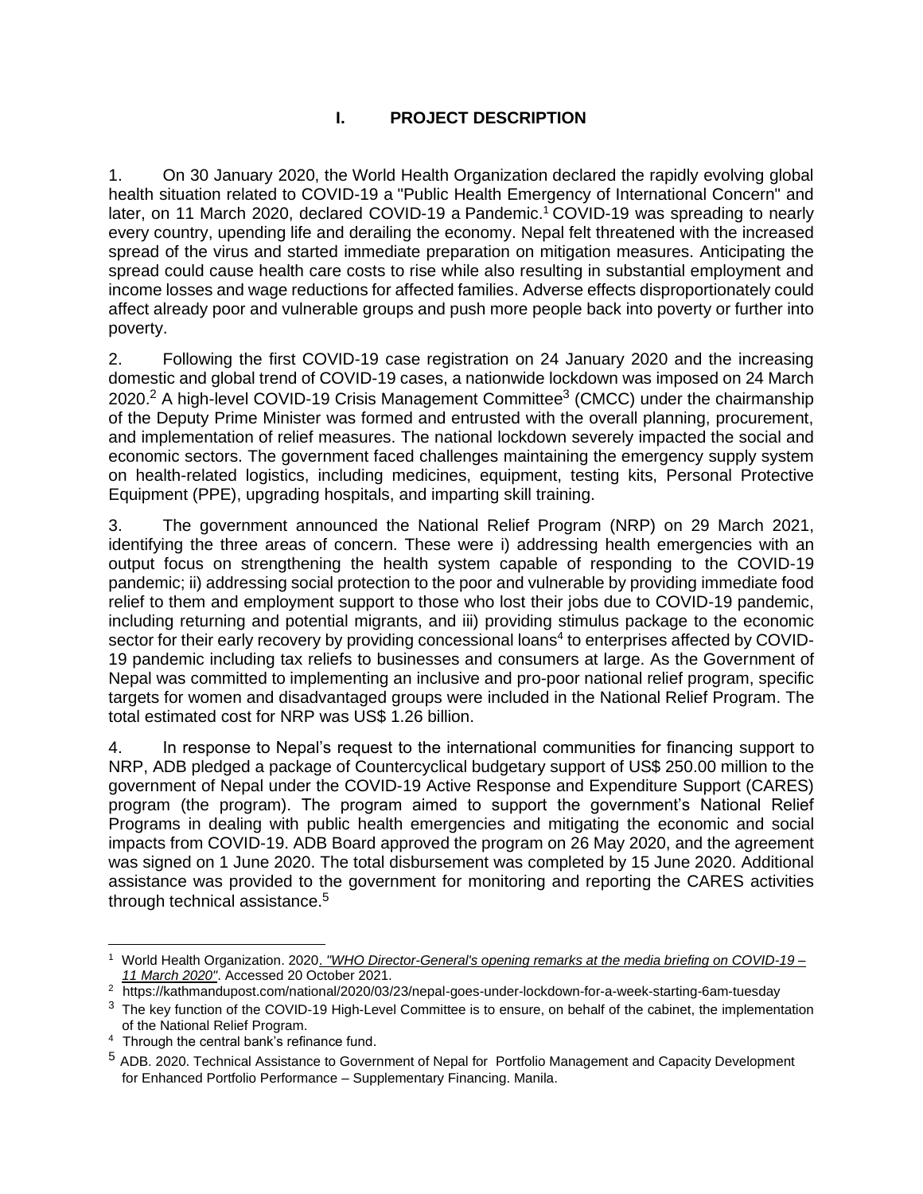# I. PROJECT DESCRIPTION

1. On 30 January 2020, the World Health Organization declared the rapidly evolving global health situation related to COVID-19 a "Public Health Emergency of International Concern" and later, on 11 March 2020, declared COVID-19 a Pandemic.[1] COVID-19 was spreading to nearly every country, upending life and derailing the economy. Nepal felt threatened with the increased spread of the virus and started immediate preparation on mitigation measures. Anticipating the spread could cause health care costs to rise while also resulting in substantial employment and income losses and wage reductions for affected families. Adverse effects disproportionately could affect already poor and vulnerable groups and push more people back into poverty or further into poverty.

2. Following the first COVID-19 case registration on 24 January 2020 and the increasing domestic and global trend of COVID-19 cases, a nationwide lockdown was imposed on 24 March 2020.[2] A high-level COVID-19 Crisis Management Committee[3] (CMCC) under the chairmanship of the Deputy Prime Minister was formed and entrusted with the overall planning, procurement, and implementation of relief measures. The national lockdown severely impacted the social and economic sectors. The government faced challenges maintaining the emergency supply system on health-related logistics, including medicines, equipment, testing kits, Personal Protective Equipment (PPE), upgrading hospitals, and imparting skill training.

3. The government announced the National Relief Program (NRP) on 29 March 2021, identifying the three areas of concern. These were i) addressing health emergencies with an output focus on strengthening the health system capable of responding to the COVID-19 pandemic; ii) addressing social protection to the poor and vulnerable by providing immediate food relief to them and employment support to those who lost their jobs due to COVID-19 pandemic, including returning and potential migrants, and iii) providing stimulus package to the economic sector for their early recovery by providing concessional loans[4] to enterprises affected by COVID-19 pandemic including tax reliefs to businesses and consumers at large. As the Government of Nepal was committed to implementing an inclusive and pro-poor national relief program, specific targets for women and disadvantaged groups were included in the National Relief Program. The total estimated cost for NRP was US$ 1.26 billion.

4. In response to Nepal's request to the international communities for financing support to NRP, ADB pledged a package of Countercyclical budgetary support of US$ 250.00 million to the government of Nepal under the COVID-19 Active Response and Expenditure Support (CARES) program (the program). The program aimed to support the government's National Relief Programs in dealing with public health emergencies and mitigating the economic and social impacts from COVID-19. ADB Board approved the program on 26 May 2020, and the agreement was signed on 1 June 2020. The total disbursement was completed by 15 June 2020. Additional assistance was provided to the government for monitoring and reporting the CARES activities through technical assistance.[5]

---

[1] World Health Organization. 2020. *"WHO Director-General's opening remarks at the media briefing on COVID-19 – 11 March 2020"*. Accessed 20 October 2021.

[2] https://kathmandupost.com/national/2020/03/23/nepal-goes-under-lockdown-for-a-week-starting-6am-tuesday

[3] The key function of the COVID-19 High-Level Committee is to ensure, on behalf of the cabinet, the implementation of the National Relief Program.

[4] Through the central bank's refinance fund.

[5] ADB. 2020. Technical Assistance to Government of Nepal for Portfolio Management and Capacity Development for Enhanced Portfolio Performance – Supplementary Financing. Manila.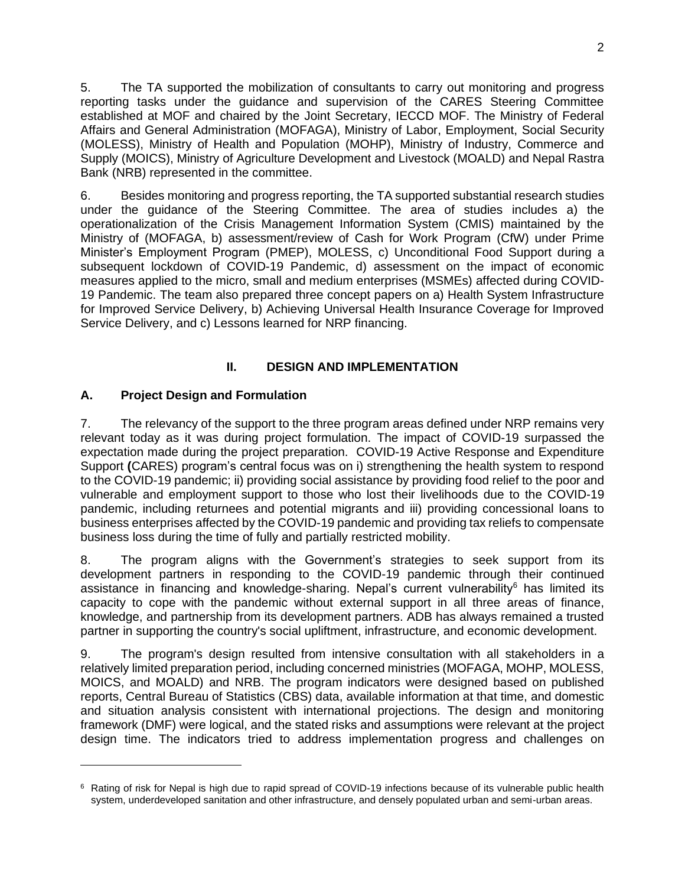5. The TA supported the mobilization of consultants to carry out monitoring and progress reporting tasks under the guidance and supervision of the CARES Steering Committee established at MOF and chaired by the Joint Secretary, IECCD MOF. The Ministry of Federal Affairs and General Administration (MOFAGA), Ministry of Labor, Employment, Social Security (MOLESS), Ministry of Health and Population (MOHP), Ministry of Industry, Commerce and Supply (MOICS), Ministry of Agriculture Development and Livestock (MOALD) and Nepal Rastra Bank (NRB) represented in the committee.

6. Besides monitoring and progress reporting, the TA supported substantial research studies under the guidance of the Steering Committee. The area of studies includes a) the operationalization of the Crisis Management Information System (CMIS) maintained by the Ministry of (MOFAGA, b) assessment/review of Cash for Work Program (CfW) under Prime Minister's Employment Program (PMEP), MOLESS, c) Unconditional Food Support during a subsequent lockdown of COVID-19 Pandemic, d) assessment on the impact of economic measures applied to the micro, small and medium enterprises (MSMEs) affected during COVID-19 Pandemic. The team also prepared three concept papers on a) Health System Infrastructure for Improved Service Delivery, b) Achieving Universal Health Insurance Coverage for Improved Service Delivery, and c) Lessons learned for NRP financing.

## II. DESIGN AND IMPLEMENTATION

### A. Project Design and Formulation

7. The relevancy of the support to the three program areas defined under NRP remains very relevant today as it was during project formulation. The impact of COVID-19 surpassed the expectation made during the project preparation. COVID-19 Active Response and Expenditure Support **(**CARES) program's central focus was on i) strengthening the health system to respond to the COVID-19 pandemic; ii) providing social assistance by providing food relief to the poor and vulnerable and employment support to those who lost their livelihoods due to the COVID-19 pandemic, including returnees and potential migrants and iii) providing concessional loans to business enterprises affected by the COVID-19 pandemic and providing tax reliefs to compensate business loss during the time of fully and partially restricted mobility.

8. The program aligns with the Government's strategies to seek support from its development partners in responding to the COVID-19 pandemic through their continued assistance in financing and knowledge-sharing. Nepal's current vulnerability[6] has limited its capacity to cope with the pandemic without external support in all three areas of finance, knowledge, and partnership from its development partners. ADB has always remained a trusted partner in supporting the country's social upliftment, infrastructure, and economic development.

9. The program's design resulted from intensive consultation with all stakeholders in a relatively limited preparation period, including concerned ministries (MOFAGA, MOHP, MOLESS, MOICS, and MOALD) and NRB. The program indicators were designed based on published reports, Central Bureau of Statistics (CBS) data, available information at that time, and domestic and situation analysis consistent with international projections. The design and monitoring framework (DMF) were logical, and the stated risks and assumptions were relevant at the project design time. The indicators tried to address implementation progress and challenges on

[6] Rating of risk for Nepal is high due to rapid spread of COVID-19 infections because of its vulnerable public health system, underdeveloped sanitation and other infrastructure, and densely populated urban and semi-urban areas.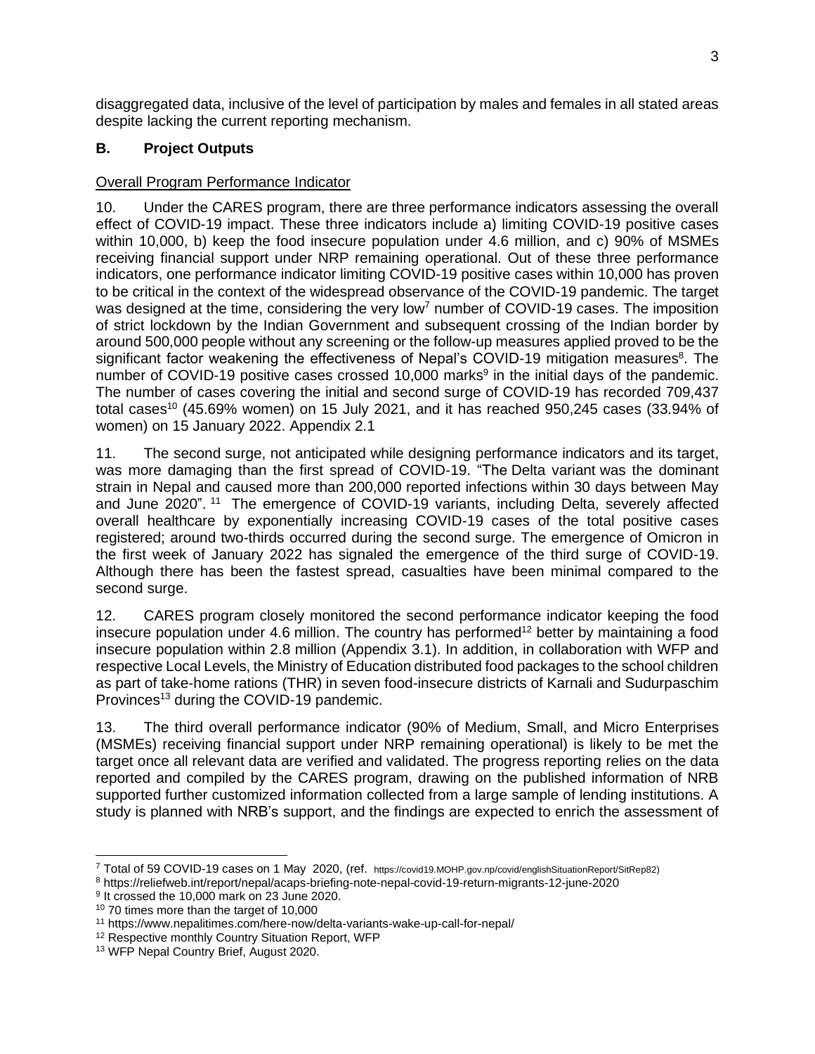disaggregated data, inclusive of the level of participation by males and females in all stated areas despite lacking the current reporting mechanism.

## B. Project Outputs

Overall Program Performance Indicator

10. Under the CARES program, there are three performance indicators assessing the overall effect of COVID-19 impact. These three indicators include a) limiting COVID-19 positive cases within 10,000, b) keep the food insecure population under 4.6 million, and c) 90% of MSMEs receiving financial support under NRP remaining operational. Out of these three performance indicators, one performance indicator limiting COVID-19 positive cases within 10,000 has proven to be critical in the context of the widespread observance of the COVID-19 pandemic. The target was designed at the time, considering the very low[7] number of COVID-19 cases. The imposition of strict lockdown by the Indian Government and subsequent crossing of the Indian border by around 500,000 people without any screening or the follow-up measures applied proved to be the significant factor weakening the effectiveness of Nepal's COVID-19 mitigation measures[8]. The number of COVID-19 positive cases crossed 10,000 marks[9] in the initial days of the pandemic. The number of cases covering the initial and second surge of COVID-19 has recorded 709,437 total cases[10] (45.69% women) on 15 July 2021, and it has reached 950,245 cases (33.94% of women) on 15 January 2022. Appendix 2.1

11. The second surge, not anticipated while designing performance indicators and its target, was more damaging than the first spread of COVID-19. "The Delta variant was the dominant strain in Nepal and caused more than 200,000 reported infections within 30 days between May and June 2020". [11] The emergence of COVID-19 variants, including Delta, severely affected overall healthcare by exponentially increasing COVID-19 cases of the total positive cases registered; around two-thirds occurred during the second surge. The emergence of Omicron in the first week of January 2022 has signaled the emergence of the third surge of COVID-19. Although there has been the fastest spread, casualties have been minimal compared to the second surge.

12. CARES program closely monitored the second performance indicator keeping the food insecure population under 4.6 million. The country has performed[12] better by maintaining a food insecure population within 2.8 million (Appendix 3.1). In addition, in collaboration with WFP and respective Local Levels, the Ministry of Education distributed food packages to the school children as part of take-home rations (THR) in seven food-insecure districts of Karnali and Sudurpaschim Provinces[13] during the COVID-19 pandemic.

13. The third overall performance indicator (90% of Medium, Small, and Micro Enterprises (MSMEs) receiving financial support under NRP remaining operational) is likely to be met the target once all relevant data are verified and validated. The progress reporting relies on the data reported and compiled by the CARES program, drawing on the published information of NRB supported further customized information collected from a large sample of lending institutions. A study is planned with NRB's support, and the findings are expected to enrich the assessment of

---

[7] Total of 59 COVID-19 cases on 1 May 2020, (ref. https://covid19.MOHP.gov.np/covid/englishSituationReport/SitRep82)

[8] https://reliefweb.int/report/nepal/acaps-briefing-note-nepal-covid-19-return-migrants-12-june-2020

[9] It crossed the 10,000 mark on 23 June 2020.

[10] 70 times more than the target of 10,000

[11] https://www.nepalitimes.com/here-now/delta-variants-wake-up-call-for-nepal/

[12] Respective monthly Country Situation Report, WFP

[13] WFP Nepal Country Brief, August 2020.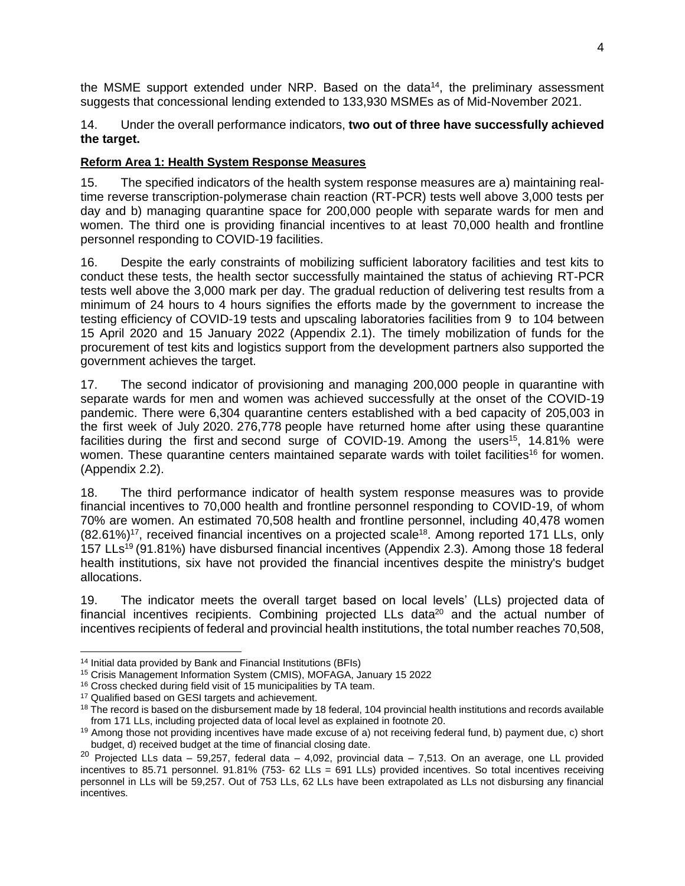the MSME support extended under NRP. Based on the data[14], the preliminary assessment suggests that concessional lending extended to 133,930 MSMEs as of Mid-November 2021.

14. Under the overall performance indicators, **two out of three have successfully achieved the target.**

**Reform Area 1: Health System Response Measures**

15. The specified indicators of the health system response measures are a) maintaining real-time reverse transcription-polymerase chain reaction (RT-PCR) tests well above 3,000 tests per day and b) managing quarantine space for 200,000 people with separate wards for men and women. The third one is providing financial incentives to at least 70,000 health and frontline personnel responding to COVID-19 facilities.

16. Despite the early constraints of mobilizing sufficient laboratory facilities and test kits to conduct these tests, the health sector successfully maintained the status of achieving RT-PCR tests well above the 3,000 mark per day. The gradual reduction of delivering test results from a minimum of 24 hours to 4 hours signifies the efforts made by the government to increase the testing efficiency of COVID-19 tests and upscaling laboratories facilities from 9 to 104 between 15 April 2020 and 15 January 2022 (Appendix 2.1). The timely mobilization of funds for the procurement of test kits and logistics support from the development partners also supported the government achieves the target.

17. The second indicator of provisioning and managing 200,000 people in quarantine with separate wards for men and women was achieved successfully at the onset of the COVID-19 pandemic. There were 6,304 quarantine centers established with a bed capacity of 205,003 in the first week of July 2020. 276,778 people have returned home after using these quarantine facilities during the first and second surge of COVID-19. Among the users[15], 14.81% were women. These quarantine centers maintained separate wards with toilet facilities[16] for women. (Appendix 2.2).

18. The third performance indicator of health system response measures was to provide financial incentives to 70,000 health and frontline personnel responding to COVID-19, of whom 70% are women. An estimated 70,508 health and frontline personnel, including 40,478 women (82.61%)[17], received financial incentives on a projected scale[18]. Among reported 171 LLs, only 157 LLs[19] (91.81%) have disbursed financial incentives (Appendix 2.3). Among those 18 federal health institutions, six have not provided the financial incentives despite the ministry's budget allocations.

19. The indicator meets the overall target based on local levels' (LLs) projected data of financial incentives recipients. Combining projected LLs data[20] and the actual number of incentives recipients of federal and provincial health institutions, the total number reaches 70,508,

---

[14] Initial data provided by Bank and Financial Institutions (BFIs)

[15] Crisis Management Information System (CMIS), MOFAGA, January 15 2022

[16] Cross checked during field visit of 15 municipalities by TA team.

[17] Qualified based on GESI targets and achievement.

[18] The record is based on the disbursement made by 18 federal, 104 provincial health institutions and records available from 171 LLs, including projected data of local level as explained in footnote 20.

[19] Among those not providing incentives have made excuse of a) not receiving federal fund, b) payment due, c) short budget, d) received budget at the time of financial closing date.

[20] Projected LLs data – 59,257, federal data – 4,092, provincial data – 7,513. On an average, one LL provided incentives to 85.71 personnel. 91.81% (753- 62 LLs = 691 LLs) provided incentives. So total incentives receiving personnel in LLs will be 59,257. Out of 753 LLs, 62 LLs have been extrapolated as LLs not disbursing any financial incentives.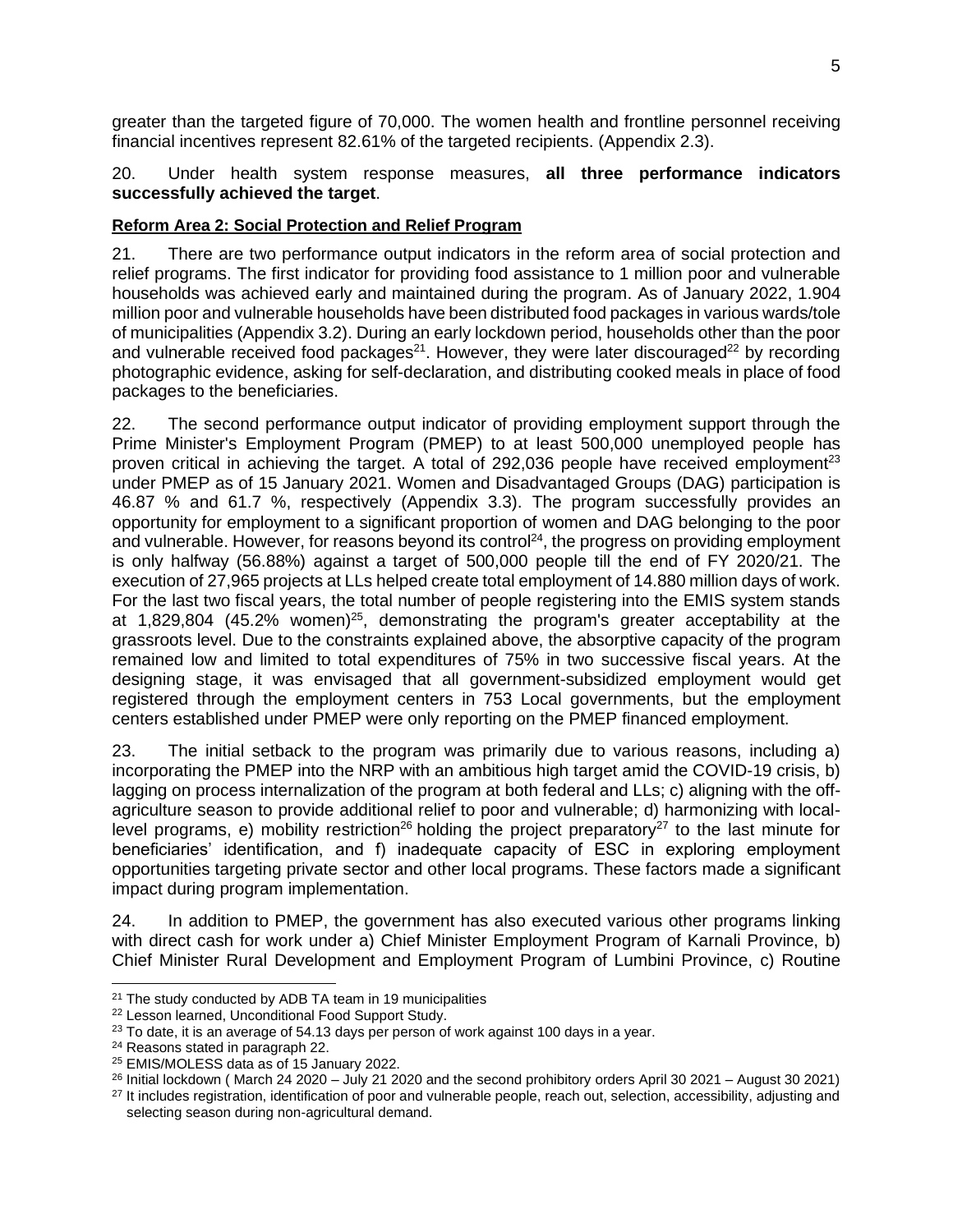greater than the targeted figure of 70,000. The women health and frontline personnel receiving financial incentives represent 82.61% of the targeted recipients. (Appendix 2.3).

20. Under health system response measures, **all three performance indicators successfully achieved the target**.

**Reform Area 2: Social Protection and Relief Program**

21. There are two performance output indicators in the reform area of social protection and relief programs. The first indicator for providing food assistance to 1 million poor and vulnerable households was achieved early and maintained during the program. As of January 2022, 1.904 million poor and vulnerable households have been distributed food packages in various wards/tole of municipalities (Appendix 3.2). During an early lockdown period, households other than the poor and vulnerable received food packages[21]. However, they were later discouraged[22] by recording photographic evidence, asking for self-declaration, and distributing cooked meals in place of food packages to the beneficiaries.

22. The second performance output indicator of providing employment support through the Prime Minister's Employment Program (PMEP) to at least 500,000 unemployed people has proven critical in achieving the target. A total of 292,036 people have received employment[23] under PMEP as of 15 January 2021. Women and Disadvantaged Groups (DAG) participation is 46.87 % and 61.7 %, respectively (Appendix 3.3). The program successfully provides an opportunity for employment to a significant proportion of women and DAG belonging to the poor and vulnerable. However, for reasons beyond its control[24], the progress on providing employment is only halfway (56.88%) against a target of 500,000 people till the end of FY 2020/21. The execution of 27,965 projects at LLs helped create total employment of 14.880 million days of work. For the last two fiscal years, the total number of people registering into the EMIS system stands at 1,829,804 (45.2% women)[25], demonstrating the program's greater acceptability at the grassroots level. Due to the constraints explained above, the absorptive capacity of the program remained low and limited to total expenditures of 75% in two successive fiscal years. At the designing stage, it was envisaged that all government-subsidized employment would get registered through the employment centers in 753 Local governments, but the employment centers established under PMEP were only reporting on the PMEP financed employment.

23. The initial setback to the program was primarily due to various reasons, including a) incorporating the PMEP into the NRP with an ambitious high target amid the COVID-19 crisis, b) lagging on process internalization of the program at both federal and LLs; c) aligning with the off-agriculture season to provide additional relief to poor and vulnerable; d) harmonizing with local-level programs, e) mobility restriction[26] holding the project preparatory[27] to the last minute for beneficiaries' identification, and f) inadequate capacity of ESC in exploring employment opportunities targeting private sector and other local programs. These factors made a significant impact during program implementation.

24. In addition to PMEP, the government has also executed various other programs linking with direct cash for work under a) Chief Minister Employment Program of Karnali Province, b) Chief Minister Rural Development and Employment Program of Lumbini Province, c) Routine

---

[21] The study conducted by ADB TA team in 19 municipalities

[22] Lesson learned, Unconditional Food Support Study.

[23] To date, it is an average of 54.13 days per person of work against 100 days in a year.

[24] Reasons stated in paragraph 22.

[25] EMIS/MOLESS data as of 15 January 2022.

[26] Initial lockdown ( March 24 2020 – July 21 2020 and the second prohibitory orders April 30 2021 – August 30 2021)

[27] It includes registration, identification of poor and vulnerable people, reach out, selection, accessibility, adjusting and selecting season during non-agricultural demand.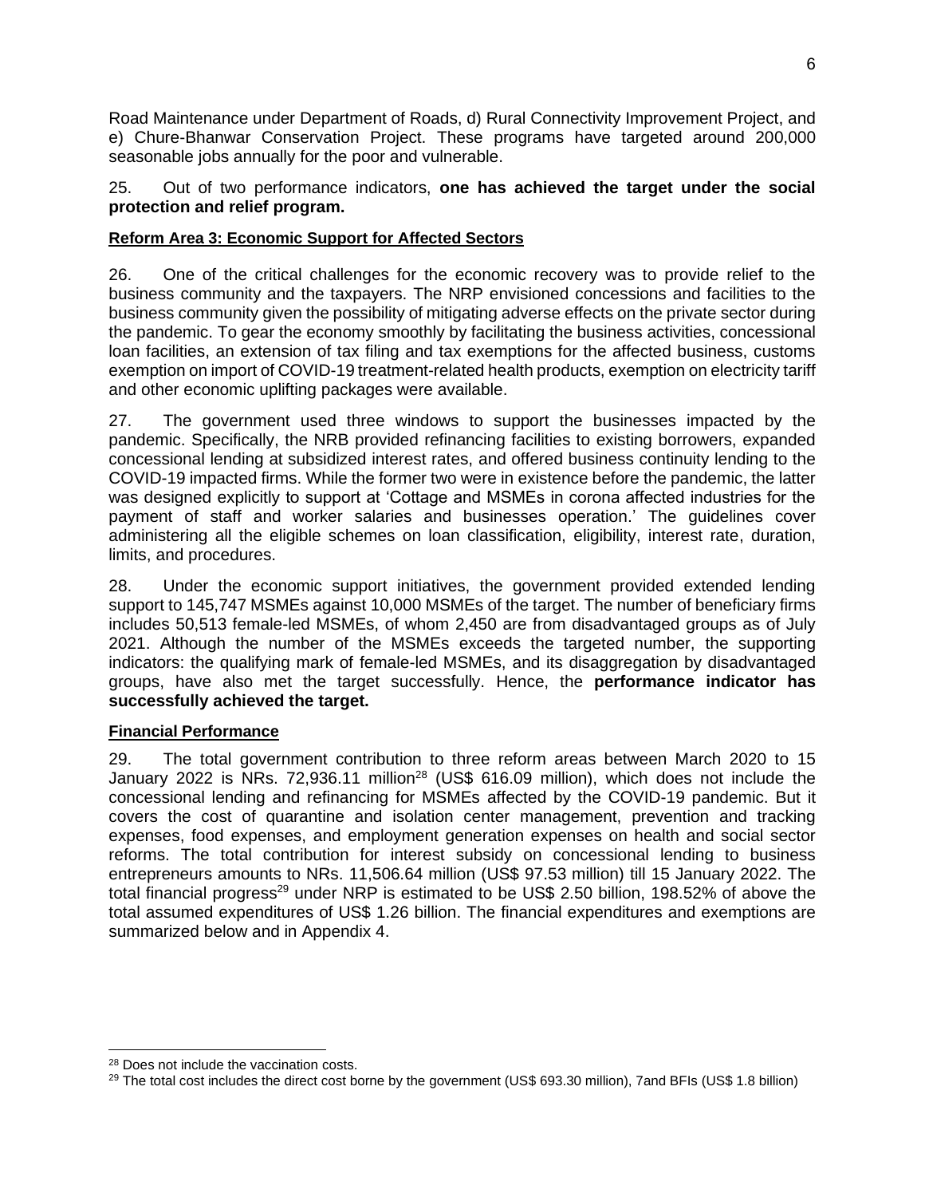Road Maintenance under Department of Roads, d) Rural Connectivity Improvement Project, and e) Chure-Bhanwar Conservation Project. These programs have targeted around 200,000 seasonable jobs annually for the poor and vulnerable.

25. Out of two performance indicators, **one has achieved the target under the social protection and relief program.**

**Reform Area 3: Economic Support for Affected Sectors**

26. One of the critical challenges for the economic recovery was to provide relief to the business community and the taxpayers. The NRP envisioned concessions and facilities to the business community given the possibility of mitigating adverse effects on the private sector during the pandemic. To gear the economy smoothly by facilitating the business activities, concessional loan facilities, an extension of tax filing and tax exemptions for the affected business, customs exemption on import of COVID-19 treatment-related health products, exemption on electricity tariff and other economic uplifting packages were available.

27. The government used three windows to support the businesses impacted by the pandemic. Specifically, the NRB provided refinancing facilities to existing borrowers, expanded concessional lending at subsidized interest rates, and offered business continuity lending to the COVID-19 impacted firms. While the former two were in existence before the pandemic, the latter was designed explicitly to support at 'Cottage and MSMEs in corona affected industries for the payment of staff and worker salaries and businesses operation.' The guidelines cover administering all the eligible schemes on loan classification, eligibility, interest rate, duration, limits, and procedures.

28. Under the economic support initiatives, the government provided extended lending support to 145,747 MSMEs against 10,000 MSMEs of the target. The number of beneficiary firms includes 50,513 female-led MSMEs, of whom 2,450 are from disadvantaged groups as of July 2021. Although the number of the MSMEs exceeds the targeted number, the supporting indicators: the qualifying mark of female-led MSMEs, and its disaggregation by disadvantaged groups, have also met the target successfully. Hence, the **performance indicator has successfully achieved the target.**

**Financial Performance**

29. The total government contribution to three reform areas between March 2020 to 15 January 2022 is NRs. 72,936.11 million[28] (US$ 616.09 million), which does not include the concessional lending and refinancing for MSMEs affected by the COVID-19 pandemic. But it covers the cost of quarantine and isolation center management, prevention and tracking expenses, food expenses, and employment generation expenses on health and social sector reforms. The total contribution for interest subsidy on concessional lending to business entrepreneurs amounts to NRs. 11,506.64 million (US$ 97.53 million) till 15 January 2022. The total financial progress[29] under NRP is estimated to be US$ 2.50 billion, 198.52% of above the total assumed expenditures of US$ 1.26 billion. The financial expenditures and exemptions are summarized below and in Appendix 4.

---

[28] Does not include the vaccination costs.

[29] The total cost includes the direct cost borne by the government (US$ 693.30 million), 7and BFIs (US$ 1.8 billion)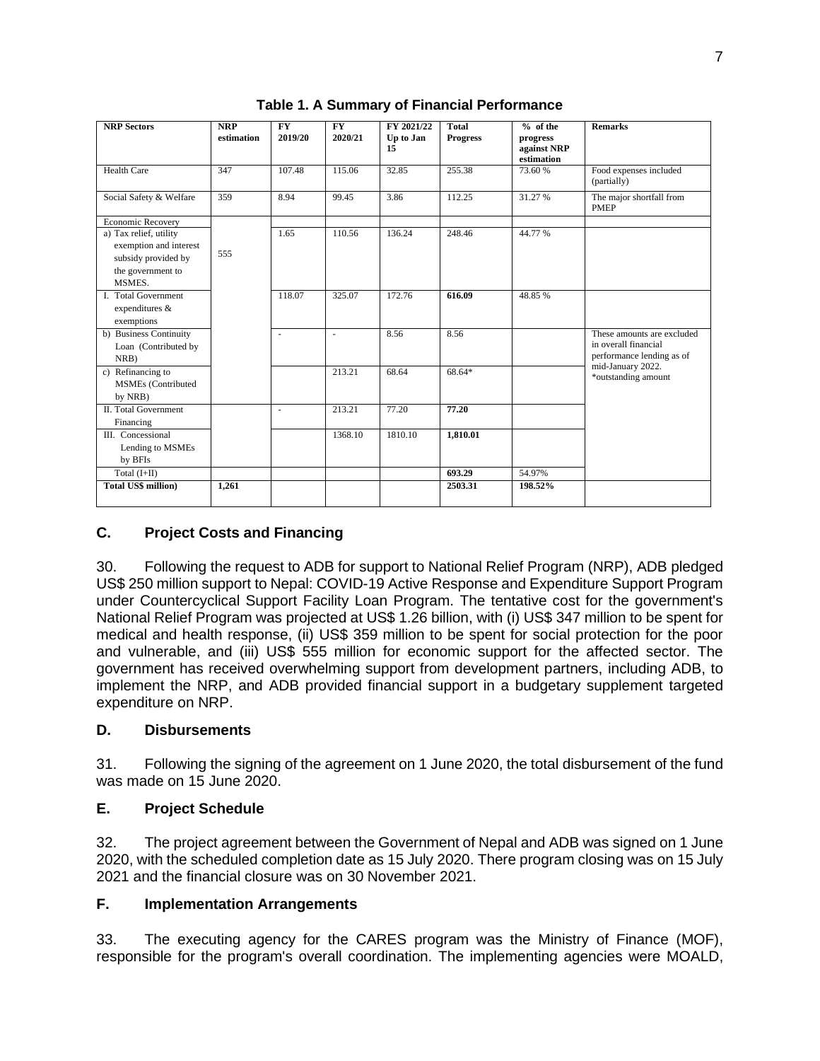**Table 1. A Summary of Financial Performance**

| NRP Sectors | NRP estimation | FY 2019/20 | FY 2020/21 | FY 2021/22 Up to Jan 15 | Total Progress | % of the progress against NRP estimation | Remarks |
|---|---|---|---|---|---|---|---|
| Health Care | 347 | 107.48 | 115.06 | 32.85 | 255.38 | 73.60 % | Food expenses included (partially) |
| Social Safety & Welfare | 359 | 8.94 | 99.45 | 3.86 | 112.25 | 31.27 % | The major shortfall from PMEP |
| Economic Recovery | 555 | | | | | | |
| a) Tax relief, utility exemption and interest subsidy provided by the government to MSMES. | | 1.65 | 110.56 | 136.24 | 248.46 | 44.77 % | |
| I. Total Government expenditures & exemptions | | 118.07 | 325.07 | 172.76 | **616.09** | 48.85 % | |
| b) Business Continuity Loan (Contributed by NRB) | | - | - | 8.56 | 8.56 | | These amounts are excluded in overall financial performance lending as of mid-January 2022. *outstanding amount |
| c) Refinancing to MSMEs (Contributed by NRB) | | | 213.21 | 68.64 | 68.64* | | |
| II. Total Government Financing | | - | 213.21 | 77.20 | **77.20** | | |
| III. Concessional Lending to MSMEs by BFIs | | | 1368.10 | 1810.10 | **1,810.01** | | |
| Total (I+II) | | | | | **693.29** | 54.97% | |
| **Total US$ million)** | **1,261** | | | | **2503.31** | **198.52%** | |

## C. Project Costs and Financing

30. Following the request to ADB for support to National Relief Program (NRP), ADB pledged US$ 250 million support to Nepal: COVID-19 Active Response and Expenditure Support Program under Countercyclical Support Facility Loan Program. The tentative cost for the government's National Relief Program was projected at US$ 1.26 billion, with (i) US$ 347 million to be spent for medical and health response, (ii) US$ 359 million to be spent for social protection for the poor and vulnerable, and (iii) US$ 555 million for economic support for the affected sector. The government has received overwhelming support from development partners, including ADB, to implement the NRP, and ADB provided financial support in a budgetary supplement targeted expenditure on NRP.

## D. Disbursements

31. Following the signing of the agreement on 1 June 2020, the total disbursement of the fund was made on 15 June 2020.

## E. Project Schedule

32. The project agreement between the Government of Nepal and ADB was signed on 1 June 2020, with the scheduled completion date as 15 July 2020. There program closing was on 15 July 2021 and the financial closure was on 30 November 2021.

## F. Implementation Arrangements

33. The executing agency for the CARES program was the Ministry of Finance (MOF), responsible for the program's overall coordination. The implementing agencies were MOALD,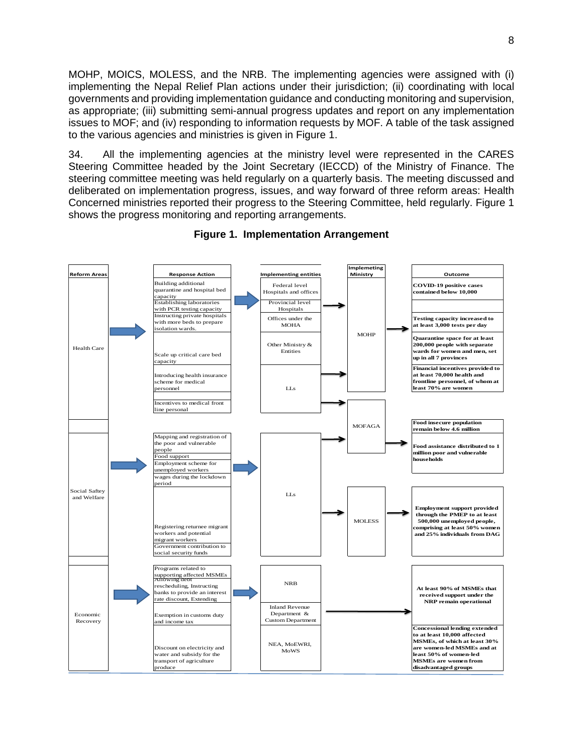MOHP, MOICS, MOLESS, and the NRB. The implementing agencies were assigned with (i) implementing the Nepal Relief Plan actions under their jurisdiction; (ii) coordinating with local governments and providing implementation guidance and conducting monitoring and supervision, as appropriate; (iii) submitting semi-annual progress updates and report on any implementation issues to MOF; and (iv) responding to information requests by MOF. A table of the task assigned to the various agencies and ministries is given in Figure 1.

34. All the implementing agencies at the ministry level were represented in the CARES Steering Committee headed by the Joint Secretary (IECCD) of the Ministry of Finance. The steering committee meeting was held regularly on a quarterly basis. The meeting discussed and deliberated on implementation progress, issues, and way forward of three reform areas: Health Concerned ministries reported their progress to the Steering Committee, held regularly. Figure 1 shows the progress monitoring and reporting arrangements.

**Figure 1. Implementation Arrangement**

| Reform Areas | Response Action | Implementing entities | Implemeting Ministry | Outcome |
|---|---|---|---|---|
| Health Care | Building additional quarantine and hospital bed capacity | Federal level Hospitals and offices | MOHP | **COVID-19 positive cases contained below 10,000** |
| | Establishing laboratories with PCR testing capacity | Provincial level Hospitals | | |
| | Instructing private hospitals with more beds to prepare isolation wards. | Offices under the MOHA | | **Testing capacity increased to at least 3,000 tests per day** |
| | Scale up critical care bed capacity | Other Ministry & Entities | | **Quarantine space for at least 200,000 people with separate wards for women and men, set up in all 7 provinces** |
| | Introducing health insurance scheme for medical personnel | LLs | | **Financial incentives provided to at least 70,000 health and frontline personnel, of whom at least 70% are women** |
| | Incentives to medical front line personal | | | |
| Social Saftey and Welfare | Mapping and registration of the poor and vulnerable people | LLs | MOFAGA | **Food insecure population remain below 4.6 million** |
| | Food support | | | **Food assistance distributed to 1 million poor and vulnerable households** |
| | Employment scheme for unemployed workers | | MOLESS | **Employment support provided through the PMEP to at least 500,000 unemployed people, comprising at least 50% women and 25% individuals from DAG** |
| | wages during the lockdown period | | | |
| | Registering returnee migrant workers and potential migrant workers | | | |
| | Government contribution to social security funds | | | |
| Economic Recovery | Programs related to supporting affected MSMEs | NRB | | **At least 90% of MSMEs that received support under the NRP remain operational** |
| | Allowing debt rescheduling, Instructing banks to provide an interest rate discount, Extending | | | |
| | Exemption in customs duty and income tax | Inland Revenue Department & Custom Department | | |
| | Discount on electricity and water and subsidy for the transport of agriculture produce | NEA, MoEWRI, MoWS | | **Concessional lending extended to at least 10,000 affected MSMEs, of which at least 30% are women-led MSMEs and at least 50% of women-led MSMEs are women from disadvantaged groups** |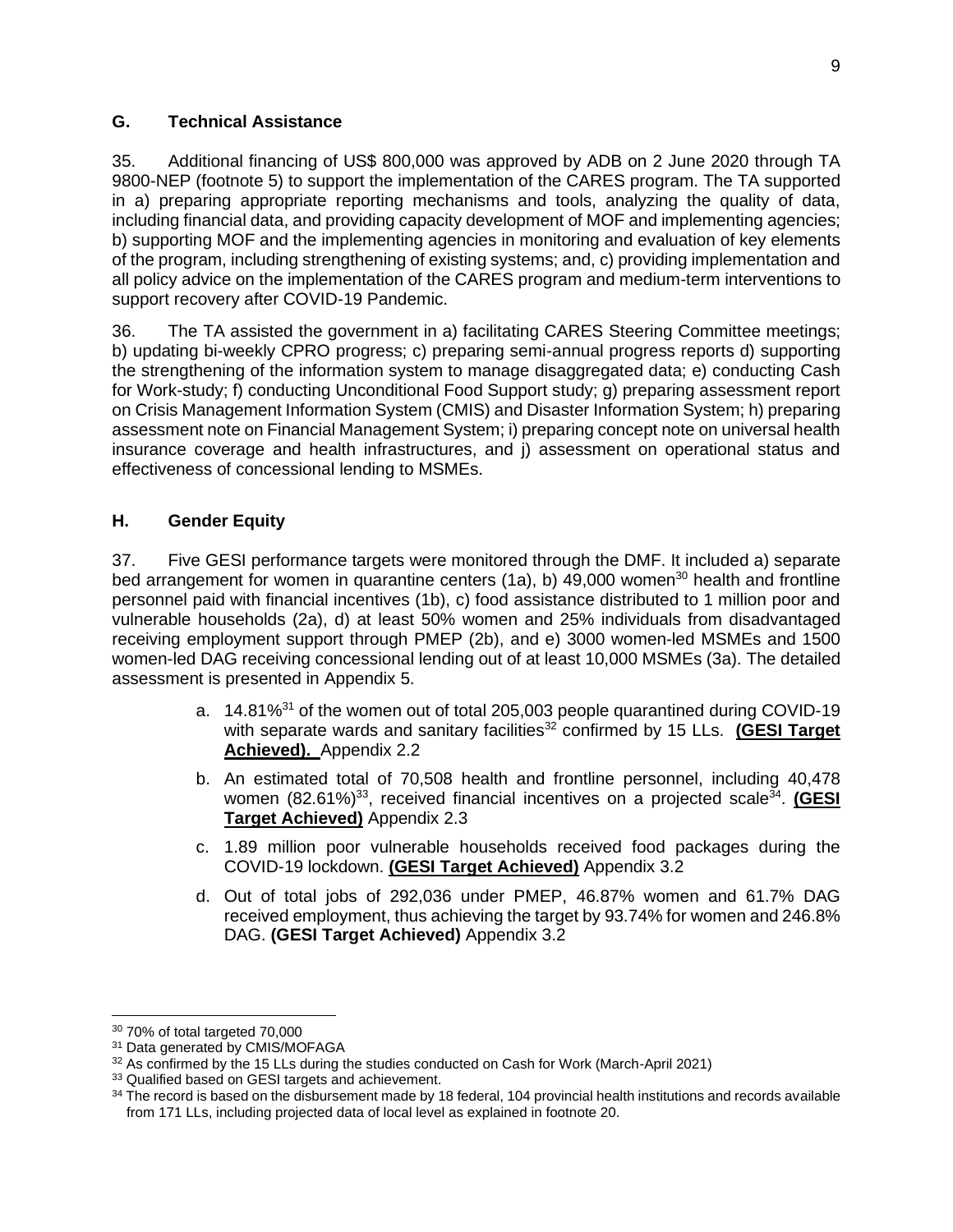## G. Technical Assistance

35. Additional financing of US$ 800,000 was approved by ADB on 2 June 2020 through TA 9800-NEP (footnote 5) to support the implementation of the CARES program. The TA supported in a) preparing appropriate reporting mechanisms and tools, analyzing the quality of data, including financial data, and providing capacity development of MOF and implementing agencies; b) supporting MOF and the implementing agencies in monitoring and evaluation of key elements of the program, including strengthening of existing systems; and, c) providing implementation and all policy advice on the implementation of the CARES program and medium-term interventions to support recovery after COVID-19 Pandemic.

36. The TA assisted the government in a) facilitating CARES Steering Committee meetings; b) updating bi-weekly CPRO progress; c) preparing semi-annual progress reports d) supporting the strengthening of the information system to manage disaggregated data; e) conducting Cash for Work-study; f) conducting Unconditional Food Support study; g) preparing assessment report on Crisis Management Information System (CMIS) and Disaster Information System; h) preparing assessment note on Financial Management System; i) preparing concept note on universal health insurance coverage and health infrastructures, and j) assessment on operational status and effectiveness of concessional lending to MSMEs.

## H. Gender Equity

37. Five GESI performance targets were monitored through the DMF. It included a) separate bed arrangement for women in quarantine centers (1a), b) 49,000 women[30] health and frontline personnel paid with financial incentives (1b), c) food assistance distributed to 1 million poor and vulnerable households (2a), d) at least 50% women and 25% individuals from disadvantaged receiving employment support through PMEP (2b), and e) 3000 women-led MSMEs and 1500 women-led DAG receiving concessional lending out of at least 10,000 MSMEs (3a). The detailed assessment is presented in Appendix 5.

a. 14.81%[31] of the women out of total 205,003 people quarantined during COVID-19 with separate wards and sanitary facilities[32] confirmed by 15 LLs. **(GESI Target Achieved).** Appendix 2.2

b. An estimated total of 70,508 health and frontline personnel, including 40,478 women (82.61%)[33], received financial incentives on a projected scale[34]. **(GESI Target Achieved)** Appendix 2.3

c. 1.89 million poor vulnerable households received food packages during the COVID-19 lockdown. **(GESI Target Achieved)** Appendix 3.2

d. Out of total jobs of 292,036 under PMEP, 46.87% women and 61.7% DAG received employment, thus achieving the target by 93.74% for women and 246.8% DAG. **(GESI Target Achieved)** Appendix 3.2

---

[30] 70% of total targeted 70,000

[31] Data generated by CMIS/MOFAGA

[32] As confirmed by the 15 LLs during the studies conducted on Cash for Work (March-April 2021)

[33] Qualified based on GESI targets and achievement.

[34] The record is based on the disbursement made by 18 federal, 104 provincial health institutions and records available from 171 LLs, including projected data of local level as explained in footnote 20.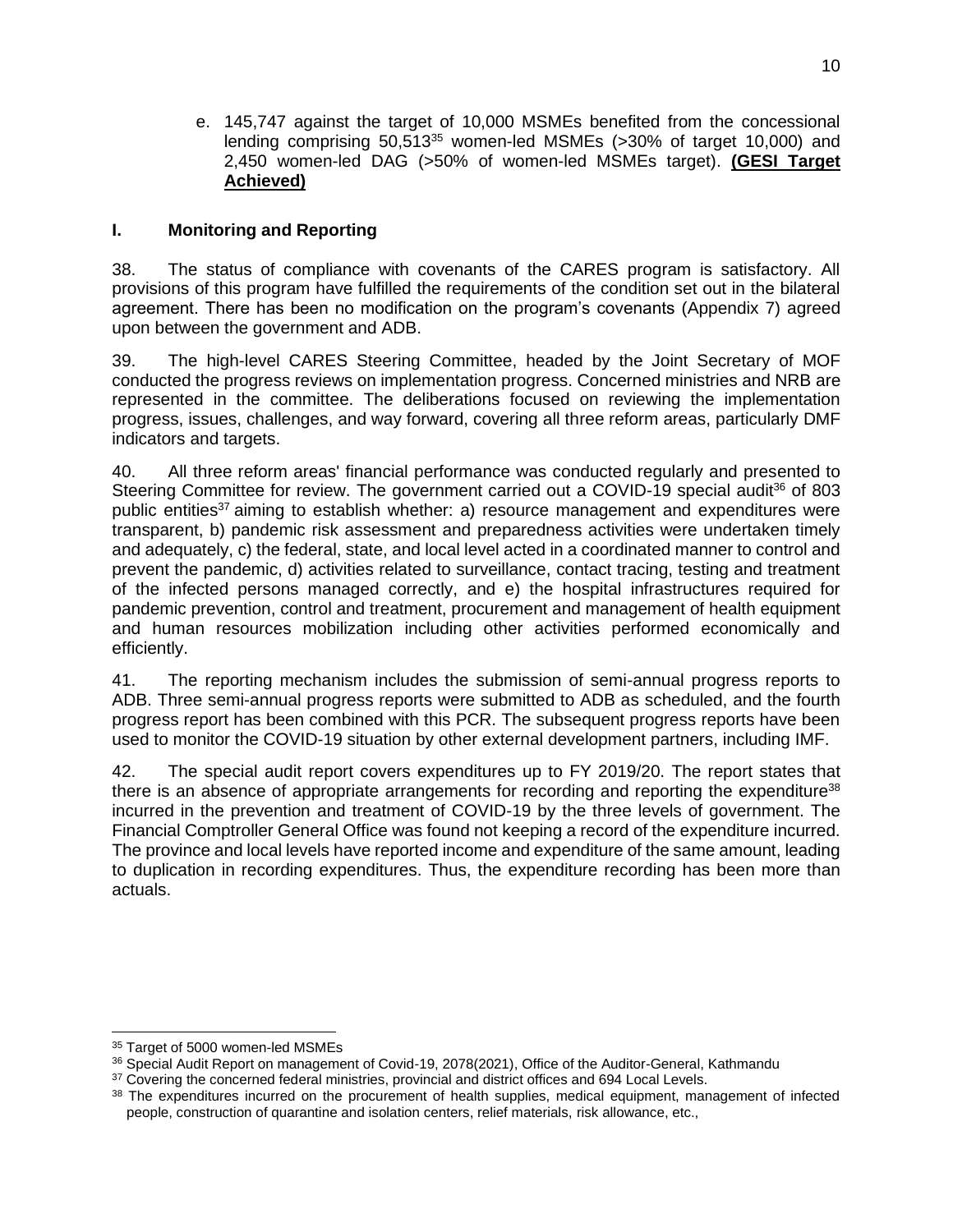e. 145,747 against the target of 10,000 MSMEs benefited from the concessional lending comprising 50,513[35] women-led MSMEs (>30% of target 10,000) and 2,450 women-led DAG (>50% of women-led MSMEs target). **(GESI Target Achieved)**

## I. Monitoring and Reporting

38. The status of compliance with covenants of the CARES program is satisfactory. All provisions of this program have fulfilled the requirements of the condition set out in the bilateral agreement. There has been no modification on the program's covenants (Appendix 7) agreed upon between the government and ADB.

39. The high-level CARES Steering Committee, headed by the Joint Secretary of MOF conducted the progress reviews on implementation progress. Concerned ministries and NRB are represented in the committee. The deliberations focused on reviewing the implementation progress, issues, challenges, and way forward, covering all three reform areas, particularly DMF indicators and targets.

40. All three reform areas' financial performance was conducted regularly and presented to Steering Committee for review. The government carried out a COVID-19 special audit[36] of 803 public entities[37] aiming to establish whether: a) resource management and expenditures were transparent, b) pandemic risk assessment and preparedness activities were undertaken timely and adequately, c) the federal, state, and local level acted in a coordinated manner to control and prevent the pandemic, d) activities related to surveillance, contact tracing, testing and treatment of the infected persons managed correctly, and e) the hospital infrastructures required for pandemic prevention, control and treatment, procurement and management of health equipment and human resources mobilization including other activities performed economically and efficiently.

41. The reporting mechanism includes the submission of semi-annual progress reports to ADB. Three semi-annual progress reports were submitted to ADB as scheduled, and the fourth progress report has been combined with this PCR. The subsequent progress reports have been used to monitor the COVID-19 situation by other external development partners, including IMF.

42. The special audit report covers expenditures up to FY 2019/20. The report states that there is an absence of appropriate arrangements for recording and reporting the expenditure[38] incurred in the prevention and treatment of COVID-19 by the three levels of government. The Financial Comptroller General Office was found not keeping a record of the expenditure incurred. The province and local levels have reported income and expenditure of the same amount, leading to duplication in recording expenditures. Thus, the expenditure recording has been more than actuals.

---

[35] Target of 5000 women-led MSMEs

[36] Special Audit Report on management of Covid-19, 2078(2021), Office of the Auditor-General, Kathmandu

[37] Covering the concerned federal ministries, provincial and district offices and 694 Local Levels.

[38] The expenditures incurred on the procurement of health supplies, medical equipment, management of infected people, construction of quarantine and isolation centers, relief materials, risk allowance, etc.,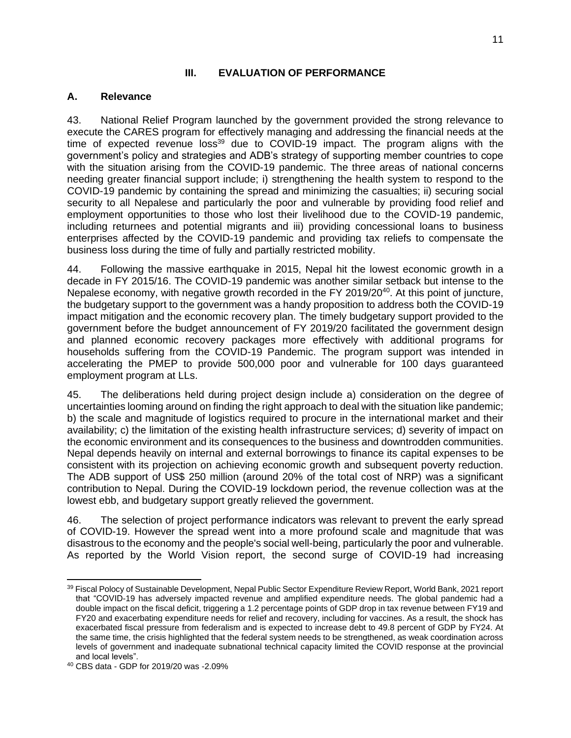## III. EVALUATION OF PERFORMANCE

### A. Relevance

43. National Relief Program launched by the government provided the strong relevance to execute the CARES program for effectively managing and addressing the financial needs at the time of expected revenue loss[39] due to COVID-19 impact. The program aligns with the government's policy and strategies and ADB's strategy of supporting member countries to cope with the situation arising from the COVID-19 pandemic. The three areas of national concerns needing greater financial support include; i) strengthening the health system to respond to the COVID-19 pandemic by containing the spread and minimizing the casualties; ii) securing social security to all Nepalese and particularly the poor and vulnerable by providing food relief and employment opportunities to those who lost their livelihood due to the COVID-19 pandemic, including returnees and potential migrants and iii) providing concessional loans to business enterprises affected by the COVID-19 pandemic and providing tax reliefs to compensate the business loss during the time of fully and partially restricted mobility.

44. Following the massive earthquake in 2015, Nepal hit the lowest economic growth in a decade in FY 2015/16. The COVID-19 pandemic was another similar setback but intense to the Nepalese economy, with negative growth recorded in the FY 2019/20[40]. At this point of juncture, the budgetary support to the government was a handy proposition to address both the COVID-19 impact mitigation and the economic recovery plan. The timely budgetary support provided to the government before the budget announcement of FY 2019/20 facilitated the government design and planned economic recovery packages more effectively with additional programs for households suffering from the COVID-19 Pandemic. The program support was intended in accelerating the PMEP to provide 500,000 poor and vulnerable for 100 days guaranteed employment program at LLs.

45. The deliberations held during project design include a) consideration on the degree of uncertainties looming around on finding the right approach to deal with the situation like pandemic; b) the scale and magnitude of logistics required to procure in the international market and their availability; c) the limitation of the existing health infrastructure services; d) severity of impact on the economic environment and its consequences to the business and downtrodden communities. Nepal depends heavily on internal and external borrowings to finance its capital expenses to be consistent with its projection on achieving economic growth and subsequent poverty reduction. The ADB support of US$ 250 million (around 20% of the total cost of NRP) was a significant contribution to Nepal. During the COVID-19 lockdown period, the revenue collection was at the lowest ebb, and budgetary support greatly relieved the government.

46. The selection of project performance indicators was relevant to prevent the early spread of COVID-19. However the spread went into a more profound scale and magnitude that was disastrous to the economy and the people's social well-being, particularly the poor and vulnerable. As reported by the World Vision report, the second surge of COVID-19 had increasing

---

[39] Fiscal Polocy of Sustainable Development, Nepal Public Sector Expenditure Review Report, World Bank, 2021 report that "COVID-19 has adversely impacted revenue and amplified expenditure needs. The global pandemic had a double impact on the fiscal deficit, triggering a 1.2 percentage points of GDP drop in tax revenue between FY19 and FY20 and exacerbating expenditure needs for relief and recovery, including for vaccines. As a result, the shock has exacerbated fiscal pressure from federalism and is expected to increase debt to 49.8 percent of GDP by FY24. At the same time, the crisis highlighted that the federal system needs to be strengthened, as weak coordination across levels of government and inadequate subnational technical capacity limited the COVID response at the provincial and local levels".

[40] CBS data - GDP for 2019/20 was -2.09%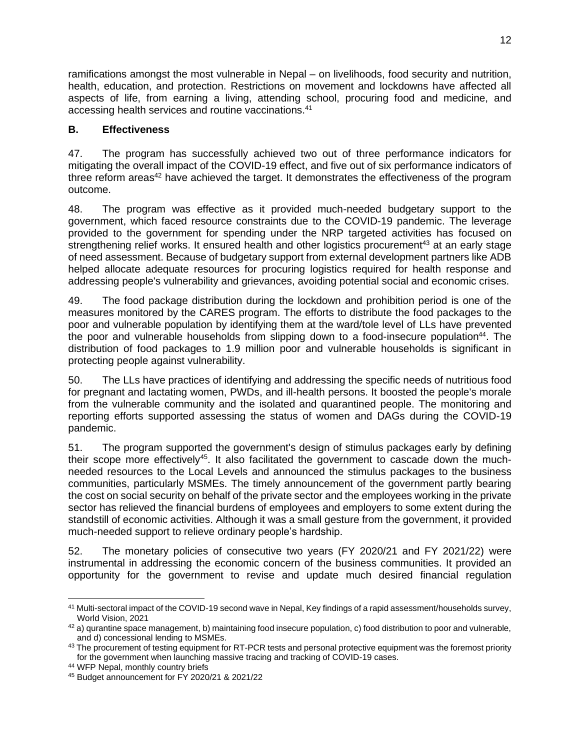ramifications amongst the most vulnerable in Nepal – on livelihoods, food security and nutrition, health, education, and protection. Restrictions on movement and lockdowns have affected all aspects of life, from earning a living, attending school, procuring food and medicine, and accessing health services and routine vaccinations.[41]

### B. Effectiveness

47. The program has successfully achieved two out of three performance indicators for mitigating the overall impact of the COVID-19 effect, and five out of six performance indicators of three reform areas[42] have achieved the target. It demonstrates the effectiveness of the program outcome.

48. The program was effective as it provided much-needed budgetary support to the government, which faced resource constraints due to the COVID-19 pandemic. The leverage provided to the government for spending under the NRP targeted activities has focused on strengthening relief works. It ensured health and other logistics procurement[43] at an early stage of need assessment. Because of budgetary support from external development partners like ADB helped allocate adequate resources for procuring logistics required for health response and addressing people's vulnerability and grievances, avoiding potential social and economic crises.

49. The food package distribution during the lockdown and prohibition period is one of the measures monitored by the CARES program. The efforts to distribute the food packages to the poor and vulnerable population by identifying them at the ward/tole level of LLs have prevented the poor and vulnerable households from slipping down to a food-insecure population[44]. The distribution of food packages to 1.9 million poor and vulnerable households is significant in protecting people against vulnerability.

50. The LLs have practices of identifying and addressing the specific needs of nutritious food for pregnant and lactating women, PWDs, and ill-health persons. It boosted the people's morale from the vulnerable community and the isolated and quarantined people. The monitoring and reporting efforts supported assessing the status of women and DAGs during the COVID-19 pandemic.

51. The program supported the government's design of stimulus packages early by defining their scope more effectively[45]. It also facilitated the government to cascade down the much-needed resources to the Local Levels and announced the stimulus packages to the business communities, particularly MSMEs. The timely announcement of the government partly bearing the cost on social security on behalf of the private sector and the employees working in the private sector has relieved the financial burdens of employees and employers to some extent during the standstill of economic activities. Although it was a small gesture from the government, it provided much-needed support to relieve ordinary people's hardship.

52. The monetary policies of consecutive two years (FY 2020/21 and FY 2021/22) were instrumental in addressing the economic concern of the business communities. It provided an opportunity for the government to revise and update much desired financial regulation

---

[41] Multi-sectoral impact of the COVID-19 second wave in Nepal, Key findings of a rapid assessment/households survey, World Vision, 2021

[42] a) qurantine space management, b) maintaining food insecure population, c) food distribution to poor and vulnerable, and d) concessional lending to MSMEs.

[43] The procurement of testing equipment for RT-PCR tests and personal protective equipment was the foremost priority for the government when launching massive tracing and tracking of COVID-19 cases.

[44] WFP Nepal, monthly country briefs

[45] Budget announcement for FY 2020/21 & 2021/22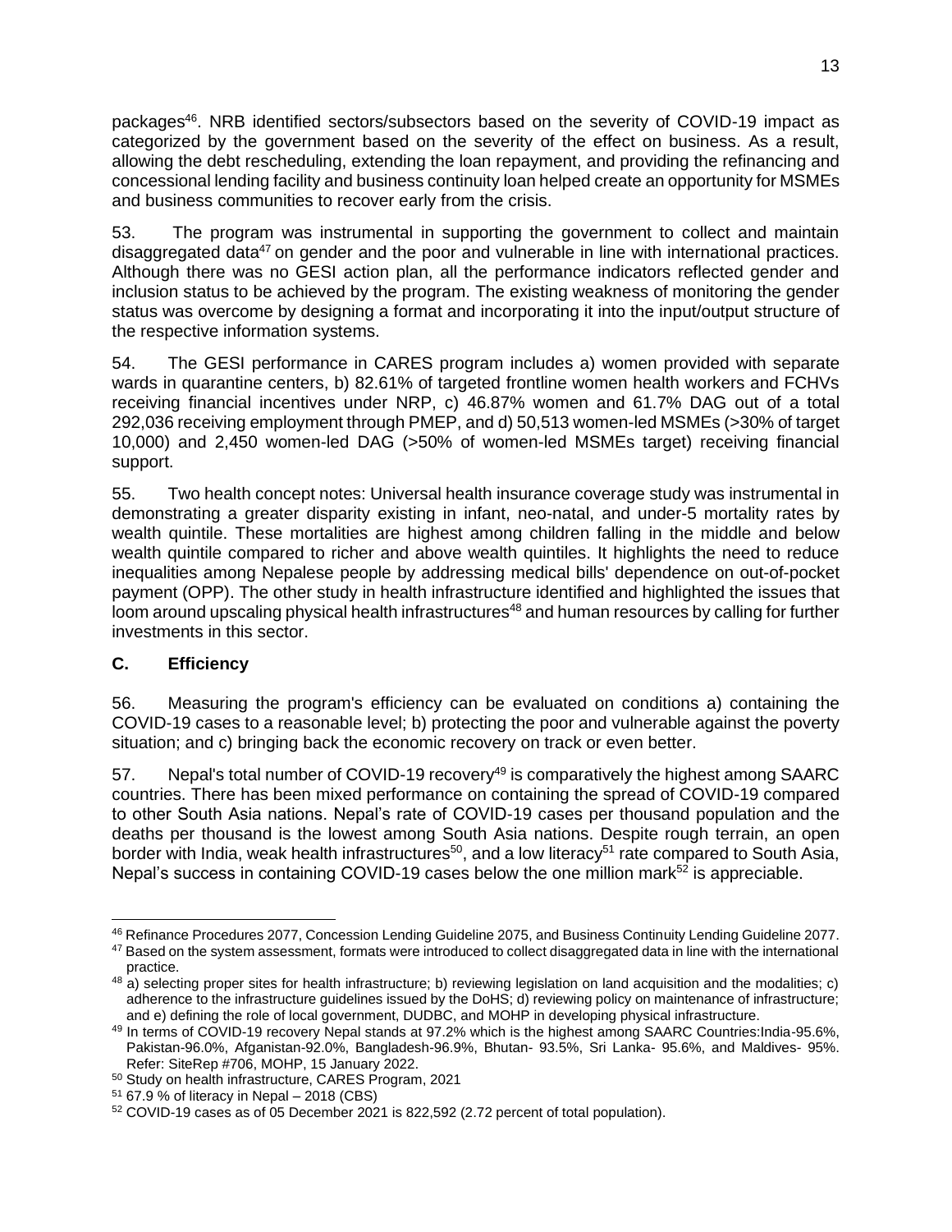packages[46]. NRB identified sectors/subsectors based on the severity of COVID-19 impact as categorized by the government based on the severity of the effect on business. As a result, allowing the debt rescheduling, extending the loan repayment, and providing the refinancing and concessional lending facility and business continuity loan helped create an opportunity for MSMEs and business communities to recover early from the crisis.

53. The program was instrumental in supporting the government to collect and maintain disaggregated data[47] on gender and the poor and vulnerable in line with international practices. Although there was no GESI action plan, all the performance indicators reflected gender and inclusion status to be achieved by the program. The existing weakness of monitoring the gender status was overcome by designing a format and incorporating it into the input/output structure of the respective information systems.

54. The GESI performance in CARES program includes a) women provided with separate wards in quarantine centers, b) 82.61% of targeted frontline women health workers and FCHVs receiving financial incentives under NRP, c) 46.87% women and 61.7% DAG out of a total 292,036 receiving employment through PMEP, and d) 50,513 women-led MSMEs (>30% of target 10,000) and 2,450 women-led DAG (>50% of women-led MSMEs target) receiving financial support.

55. Two health concept notes: Universal health insurance coverage study was instrumental in demonstrating a greater disparity existing in infant, neo-natal, and under-5 mortality rates by wealth quintile. These mortalities are highest among children falling in the middle and below wealth quintile compared to richer and above wealth quintiles. It highlights the need to reduce inequalities among Nepalese people by addressing medical bills' dependence on out-of-pocket payment (OPP). The other study in health infrastructure identified and highlighted the issues that loom around upscaling physical health infrastructures[48] and human resources by calling for further investments in this sector.

### C. Efficiency

56. Measuring the program's efficiency can be evaluated on conditions a) containing the COVID-19 cases to a reasonable level; b) protecting the poor and vulnerable against the poverty situation; and c) bringing back the economic recovery on track or even better.

57. Nepal's total number of COVID-19 recovery[49] is comparatively the highest among SAARC countries. There has been mixed performance on containing the spread of COVID-19 compared to other South Asia nations. Nepal's rate of COVID-19 cases per thousand population and the deaths per thousand is the lowest among South Asia nations. Despite rough terrain, an open border with India, weak health infrastructures[50], and a low literacy[51] rate compared to South Asia, Nepal's success in containing COVID-19 cases below the one million mark[52] is appreciable.

---

[46] Refinance Procedures 2077, Concession Lending Guideline 2075, and Business Continuity Lending Guideline 2077.

[47] Based on the system assessment, formats were introduced to collect disaggregated data in line with the international practice.

[48] a) selecting proper sites for health infrastructure; b) reviewing legislation on land acquisition and the modalities; c) adherence to the infrastructure guidelines issued by the DoHS; d) reviewing policy on maintenance of infrastructure; and e) defining the role of local government, DUDBC, and MOHP in developing physical infrastructure.

[49] In terms of COVID-19 recovery Nepal stands at 97.2% which is the highest among SAARC Countries:India-95.6%, Pakistan-96.0%, Afganistan-92.0%, Bangladesh-96.9%, Bhutan- 93.5%, Sri Lanka- 95.6%, and Maldives- 95%. Refer: SiteRep #706, MOHP, 15 January 2022.

[50] Study on health infrastructure, CARES Program, 2021

[51] 67.9 % of literacy in Nepal – 2018 (CBS)

[52] COVID-19 cases as of 05 December 2021 is 822,592 (2.72 percent of total population).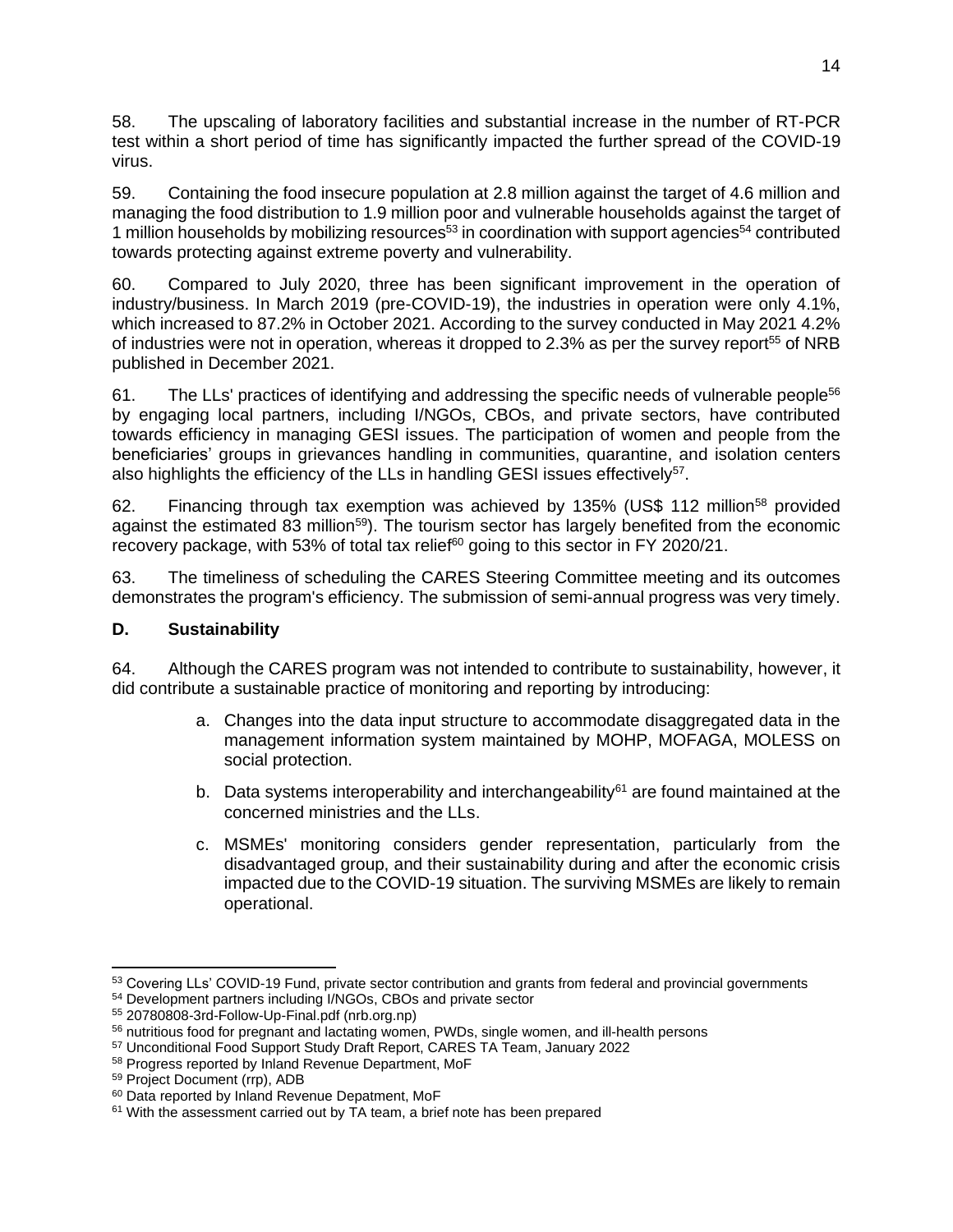58. The upscaling of laboratory facilities and substantial increase in the number of RT-PCR test within a short period of time has significantly impacted the further spread of the COVID-19 virus.

59. Containing the food insecure population at 2.8 million against the target of 4.6 million and managing the food distribution to 1.9 million poor and vulnerable households against the target of 1 million households by mobilizing resources[53] in coordination with support agencies[54] contributed towards protecting against extreme poverty and vulnerability.

60. Compared to July 2020, three has been significant improvement in the operation of industry/business. In March 2019 (pre-COVID-19), the industries in operation were only 4.1%, which increased to 87.2% in October 2021. According to the survey conducted in May 2021 4.2% of industries were not in operation, whereas it dropped to 2.3% as per the survey report[55] of NRB published in December 2021.

61. The LLs' practices of identifying and addressing the specific needs of vulnerable people[56] by engaging local partners, including I/NGOs, CBOs, and private sectors, have contributed towards efficiency in managing GESI issues. The participation of women and people from the beneficiaries' groups in grievances handling in communities, quarantine, and isolation centers also highlights the efficiency of the LLs in handling GESI issues effectively[57].

62. Financing through tax exemption was achieved by 135% (US$ 112 million[58] provided against the estimated 83 million[59]). The tourism sector has largely benefited from the economic recovery package, with 53% of total tax relief[60] going to this sector in FY 2020/21.

63. The timeliness of scheduling the CARES Steering Committee meeting and its outcomes demonstrates the program's efficiency. The submission of semi-annual progress was very timely.

### D. Sustainability

64. Although the CARES program was not intended to contribute to sustainability, however, it did contribute a sustainable practice of monitoring and reporting by introducing:

a. Changes into the data input structure to accommodate disaggregated data in the management information system maintained by MOHP, MOFAGA, MOLESS on social protection.

b. Data systems interoperability and interchangeability[61] are found maintained at the concerned ministries and the LLs.

c. MSMEs' monitoring considers gender representation, particularly from the disadvantaged group, and their sustainability during and after the economic crisis impacted due to the COVID-19 situation. The surviving MSMEs are likely to remain operational.

---

[53] Covering LLs' COVID-19 Fund, private sector contribution and grants from federal and provincial governments

[54] Development partners including I/NGOs, CBOs and private sector

[55] 20780808-3rd-Follow-Up-Final.pdf (nrb.org.np)

[56] nutritious food for pregnant and lactating women, PWDs, single women, and ill-health persons

[57] Unconditional Food Support Study Draft Report, CARES TA Team, January 2022

[58] Progress reported by Inland Revenue Department, MoF

[59] Project Document (rrp), ADB

[60] Data reported by Inland Revenue Depatment, MoF

[61] With the assessment carried out by TA team, a brief note has been prepared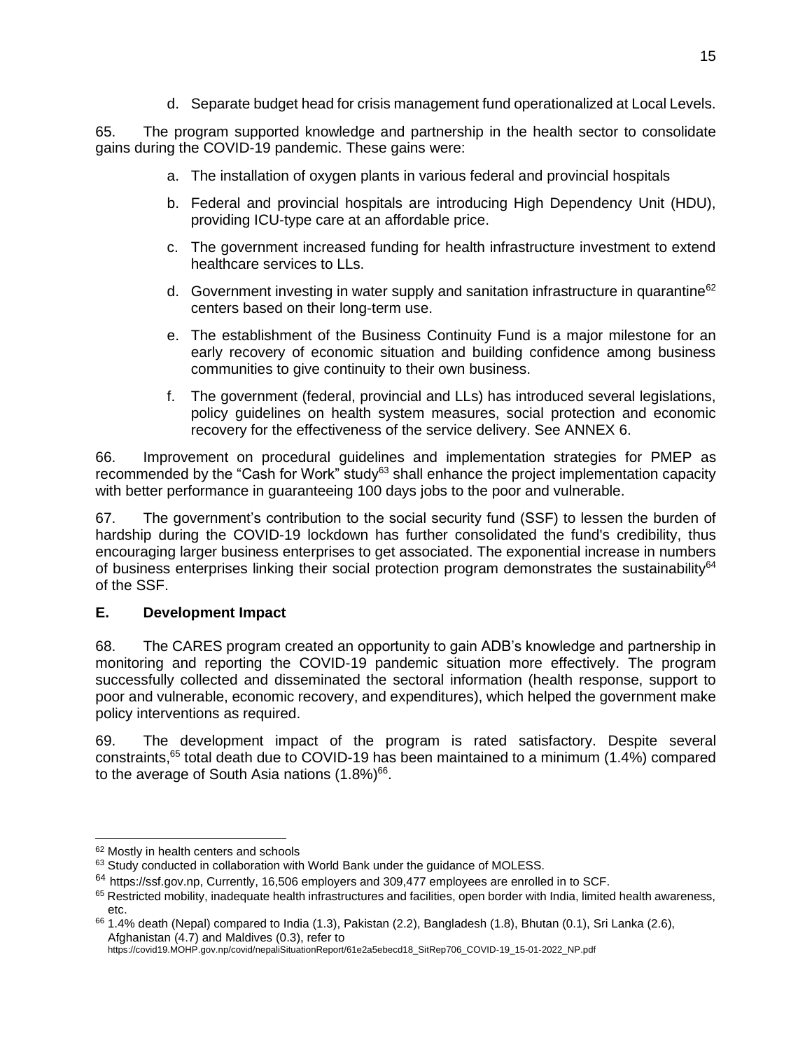d. Separate budget head for crisis management fund operationalized at Local Levels.

65. The program supported knowledge and partnership in the health sector to consolidate gains during the COVID-19 pandemic. These gains were:

a. The installation of oxygen plants in various federal and provincial hospitals

b. Federal and provincial hospitals are introducing High Dependency Unit (HDU), providing ICU-type care at an affordable price.

c. The government increased funding for health infrastructure investment to extend healthcare services to LLs.

d. Government investing in water supply and sanitation infrastructure in quarantine[62] centers based on their long-term use.

e. The establishment of the Business Continuity Fund is a major milestone for an early recovery of economic situation and building confidence among business communities to give continuity to their own business.

f. The government (federal, provincial and LLs) has introduced several legislations, policy guidelines on health system measures, social protection and economic recovery for the effectiveness of the service delivery. See ANNEX 6.

66. Improvement on procedural guidelines and implementation strategies for PMEP as recommended by the "Cash for Work" study[63] shall enhance the project implementation capacity with better performance in guaranteeing 100 days jobs to the poor and vulnerable.

67. The government's contribution to the social security fund (SSF) to lessen the burden of hardship during the COVID-19 lockdown has further consolidated the fund's credibility, thus encouraging larger business enterprises to get associated. The exponential increase in numbers of business enterprises linking their social protection program demonstrates the sustainability[64] of the SSF.

## E. Development Impact

68. The CARES program created an opportunity to gain ADB's knowledge and partnership in monitoring and reporting the COVID-19 pandemic situation more effectively. The program successfully collected and disseminated the sectoral information (health response, support to poor and vulnerable, economic recovery, and expenditures), which helped the government make policy interventions as required.

69. The development impact of the program is rated satisfactory. Despite several constraints,[65] total death due to COVID-19 has been maintained to a minimum (1.4%) compared to the average of South Asia nations (1.8%)[66].

---

[62] Mostly in health centers and schools

[63] Study conducted in collaboration with World Bank under the guidance of MOLESS.

[64] https://ssf.gov.np, Currently, 16,506 employers and 309,477 employees are enrolled in to SCF.

[65] Restricted mobility, inadequate health infrastructures and facilities, open border with India, limited health awareness, etc.

[66] 1.4% death (Nepal) compared to India (1.3), Pakistan (2.2), Bangladesh (1.8), Bhutan (0.1), Sri Lanka (2.6), Afghanistan (4.7) and Maldives (0.3), refer to https://covid19.MOHP.gov.np/covid/nepaliSituationReport/61e2a5ebecd18_SitRep706_COVID-19_15-01-2022_NP.pdf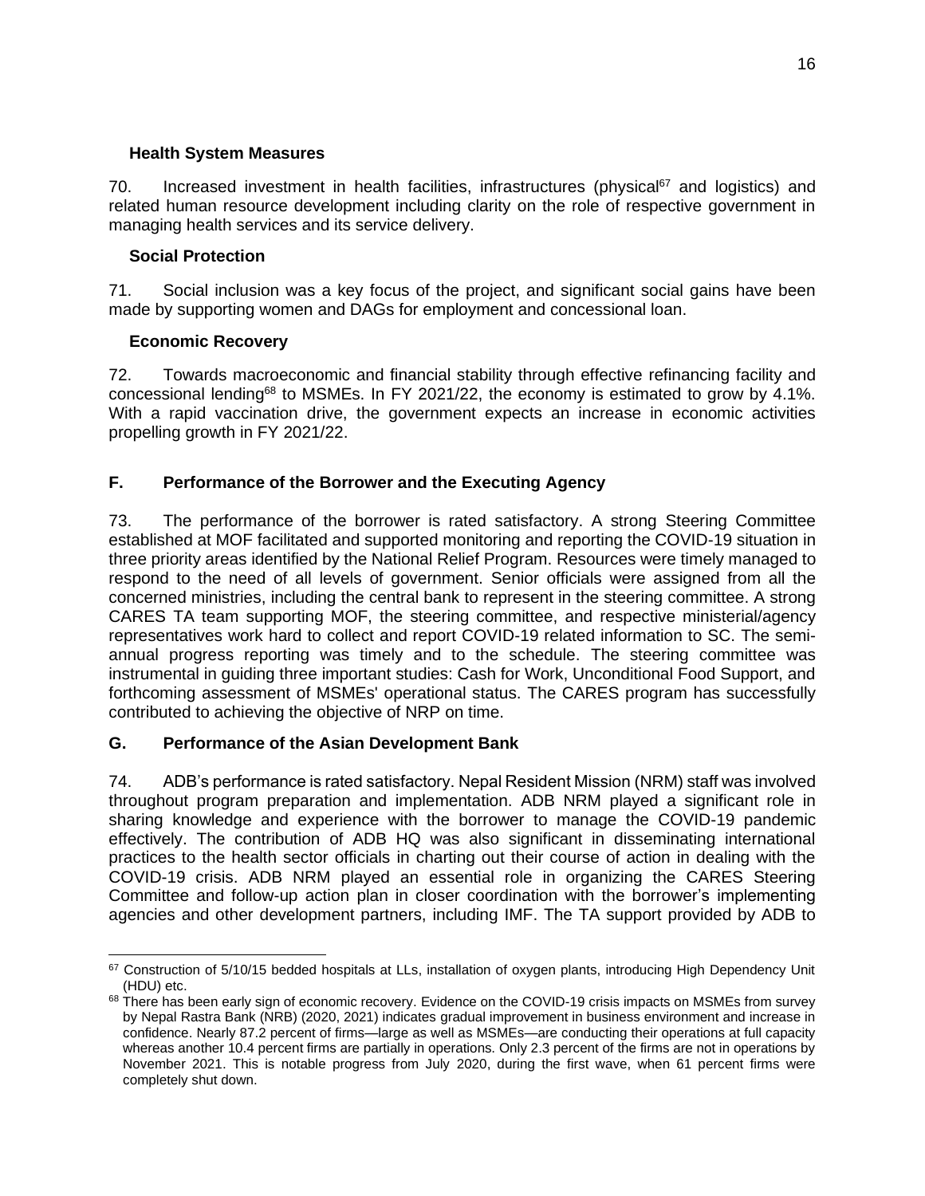### Health System Measures

70. Increased investment in health facilities, infrastructures (physical[67] and logistics) and related human resource development including clarity on the role of respective government in managing health services and its service delivery.

### Social Protection

71. Social inclusion was a key focus of the project, and significant social gains have been made by supporting women and DAGs for employment and concessional loan.

### Economic Recovery

72. Towards macroeconomic and financial stability through effective refinancing facility and concessional lending[68] to MSMEs. In FY 2021/22, the economy is estimated to grow by 4.1%. With a rapid vaccination drive, the government expects an increase in economic activities propelling growth in FY 2021/22.

## F. Performance of the Borrower and the Executing Agency

73. The performance of the borrower is rated satisfactory. A strong Steering Committee established at MOF facilitated and supported monitoring and reporting the COVID-19 situation in three priority areas identified by the National Relief Program. Resources were timely managed to respond to the need of all levels of government. Senior officials were assigned from all the concerned ministries, including the central bank to represent in the steering committee. A strong CARES TA team supporting MOF, the steering committee, and respective ministerial/agency representatives work hard to collect and report COVID-19 related information to SC. The semi-annual progress reporting was timely and to the schedule. The steering committee was instrumental in guiding three important studies: Cash for Work, Unconditional Food Support, and forthcoming assessment of MSMEs' operational status. The CARES program has successfully contributed to achieving the objective of NRP on time.

## G. Performance of the Asian Development Bank

74. ADB's performance is rated satisfactory. Nepal Resident Mission (NRM) staff was involved throughout program preparation and implementation. ADB NRM played a significant role in sharing knowledge and experience with the borrower to manage the COVID-19 pandemic effectively. The contribution of ADB HQ was also significant in disseminating international practices to the health sector officials in charting out their course of action in dealing with the COVID-19 crisis. ADB NRM played an essential role in organizing the CARES Steering Committee and follow-up action plan in closer coordination with the borrower's implementing agencies and other development partners, including IMF. The TA support provided by ADB to

---

[67] Construction of 5/10/15 bedded hospitals at LLs, installation of oxygen plants, introducing High Dependency Unit (HDU) etc.

[68] There has been early sign of economic recovery. Evidence on the COVID-19 crisis impacts on MSMEs from survey by Nepal Rastra Bank (NRB) (2020, 2021) indicates gradual improvement in business environment and increase in confidence. Nearly 87.2 percent of firms—large as well as MSMEs—are conducting their operations at full capacity whereas another 10.4 percent firms are partially in operations. Only 2.3 percent of the firms are not in operations by November 2021. This is notable progress from July 2020, during the first wave, when 61 percent firms were completely shut down.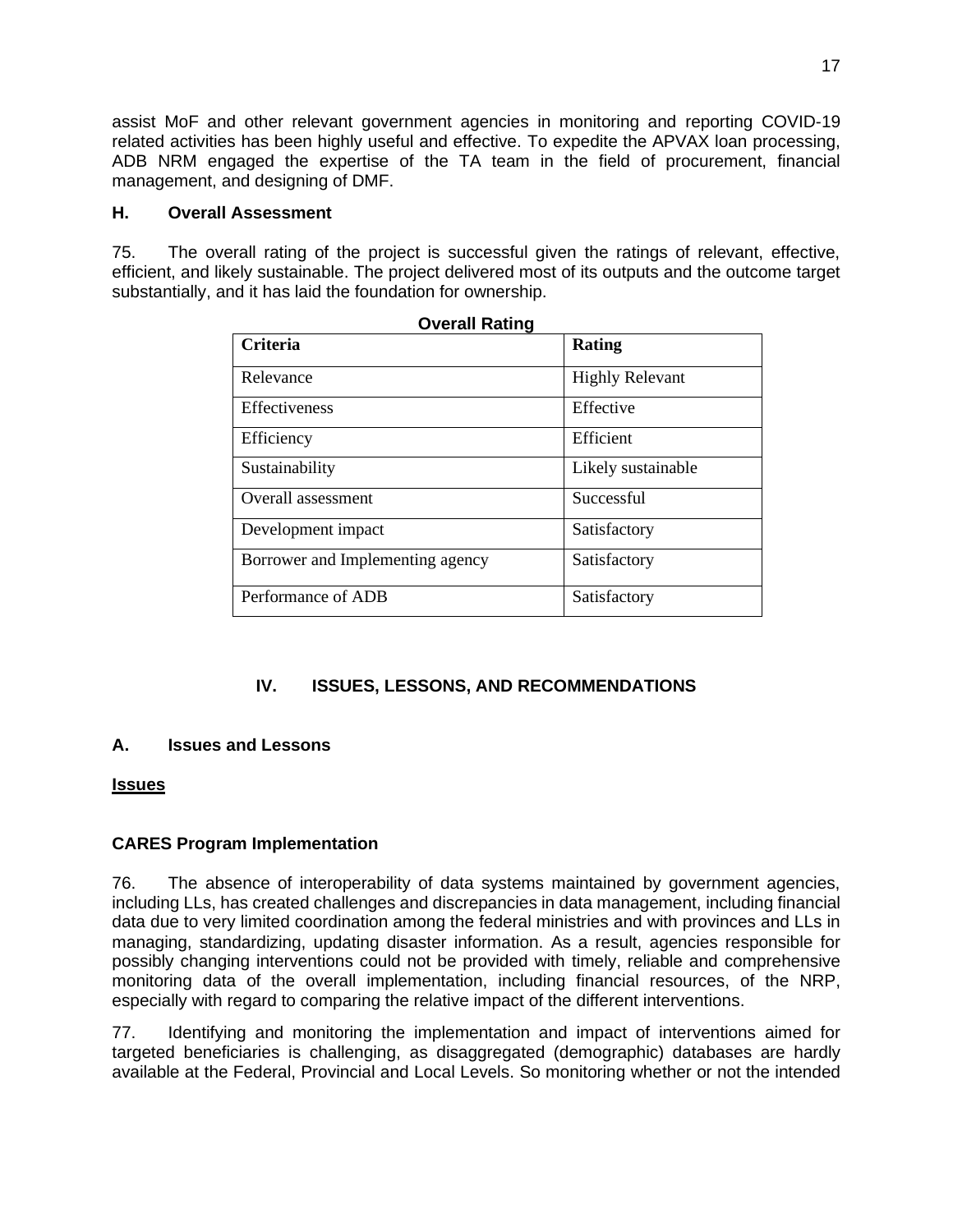assist MoF and other relevant government agencies in monitoring and reporting COVID-19 related activities has been highly useful and effective. To expedite the APVAX loan processing, ADB NRM engaged the expertise of the TA team in the field of procurement, financial management, and designing of DMF.

### H. Overall Assessment

75. The overall rating of the project is successful given the ratings of relevant, effective, efficient, and likely sustainable. The project delivered most of its outputs and the outcome target substantially, and it has laid the foundation for ownership.

**Overall Rating**

| Criteria | Rating |
|---|---|
| Relevance | Highly Relevant |
| Effectiveness | Effective |
| Efficiency | Efficient |
| Sustainability | Likely sustainable |
| Overall assessment | Successful |
| Development impact | Satisfactory |
| Borrower and Implementing agency | Satisfactory |
| Performance of ADB | Satisfactory |

## IV. ISSUES, LESSONS, AND RECOMMENDATIONS

### A. Issues and Lessons

**Issues**

**CARES Program Implementation**

76. The absence of interoperability of data systems maintained by government agencies, including LLs, has created challenges and discrepancies in data management, including financial data due to very limited coordination among the federal ministries and with provinces and LLs in managing, standardizing, updating disaster information. As a result, agencies responsible for possibly changing interventions could not be provided with timely, reliable and comprehensive monitoring data of the overall implementation, including financial resources, of the NRP, especially with regard to comparing the relative impact of the different interventions.

77. Identifying and monitoring the implementation and impact of interventions aimed for targeted beneficiaries is challenging, as disaggregated (demographic) databases are hardly available at the Federal, Provincial and Local Levels. So monitoring whether or not the intended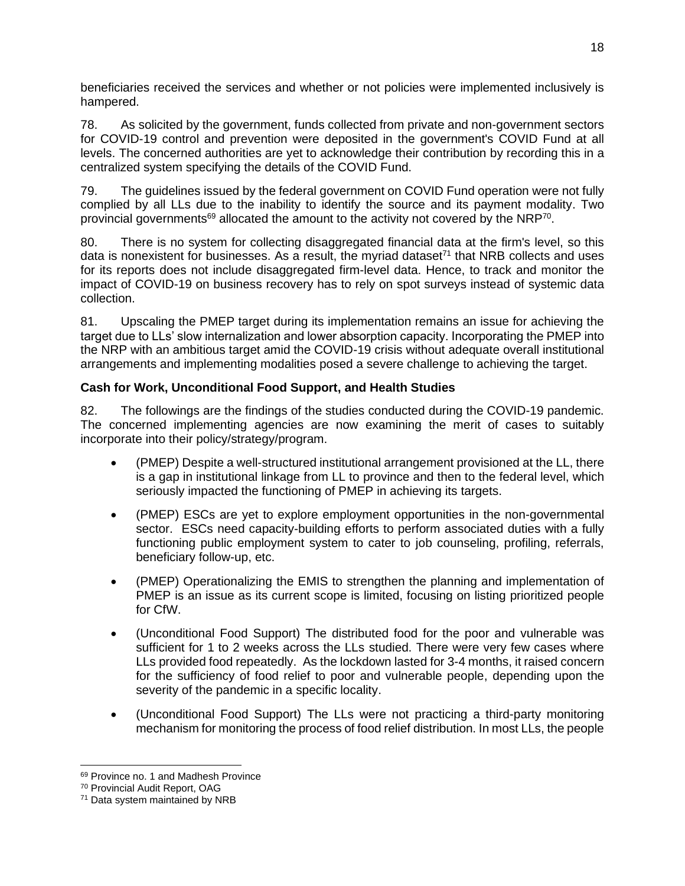beneficiaries received the services and whether or not policies were implemented inclusively is hampered.

78. As solicited by the government, funds collected from private and non-government sectors for COVID-19 control and prevention were deposited in the government's COVID Fund at all levels. The concerned authorities are yet to acknowledge their contribution by recording this in a centralized system specifying the details of the COVID Fund.

79. The guidelines issued by the federal government on COVID Fund operation were not fully complied by all LLs due to the inability to identify the source and its payment modality. Two provincial governments[69] allocated the amount to the activity not covered by the NRP[70].

80. There is no system for collecting disaggregated financial data at the firm's level, so this data is nonexistent for businesses. As a result, the myriad dataset[71] that NRB collects and uses for its reports does not include disaggregated firm-level data. Hence, to track and monitor the impact of COVID-19 on business recovery has to rely on spot surveys instead of systemic data collection.

81. Upscaling the PMEP target during its implementation remains an issue for achieving the target due to LLs' slow internalization and lower absorption capacity. Incorporating the PMEP into the NRP with an ambitious target amid the COVID-19 crisis without adequate overall institutional arrangements and implementing modalities posed a severe challenge to achieving the target.

**Cash for Work, Unconditional Food Support, and Health Studies**

82. The followings are the findings of the studies conducted during the COVID-19 pandemic. The concerned implementing agencies are now examining the merit of cases to suitably incorporate into their policy/strategy/program.

- (PMEP) Despite a well-structured institutional arrangement provisioned at the LL, there is a gap in institutional linkage from LL to province and then to the federal level, which seriously impacted the functioning of PMEP in achieving its targets.
- (PMEP) ESCs are yet to explore employment opportunities in the non-governmental sector. ESCs need capacity-building efforts to perform associated duties with a fully functioning public employment system to cater to job counseling, profiling, referrals, beneficiary follow-up, etc.
- (PMEP) Operationalizing the EMIS to strengthen the planning and implementation of PMEP is an issue as its current scope is limited, focusing on listing prioritized people for CfW.
- (Unconditional Food Support) The distributed food for the poor and vulnerable was sufficient for 1 to 2 weeks across the LLs studied. There were very few cases where LLs provided food repeatedly. As the lockdown lasted for 3-4 months, it raised concern for the sufficiency of food relief to poor and vulnerable people, depending upon the severity of the pandemic in a specific locality.
- (Unconditional Food Support) The LLs were not practicing a third-party monitoring mechanism for monitoring the process of food relief distribution. In most LLs, the people

[69] Province no. 1 and Madhesh Province

[70] Provincial Audit Report, OAG

[71] Data system maintained by NRB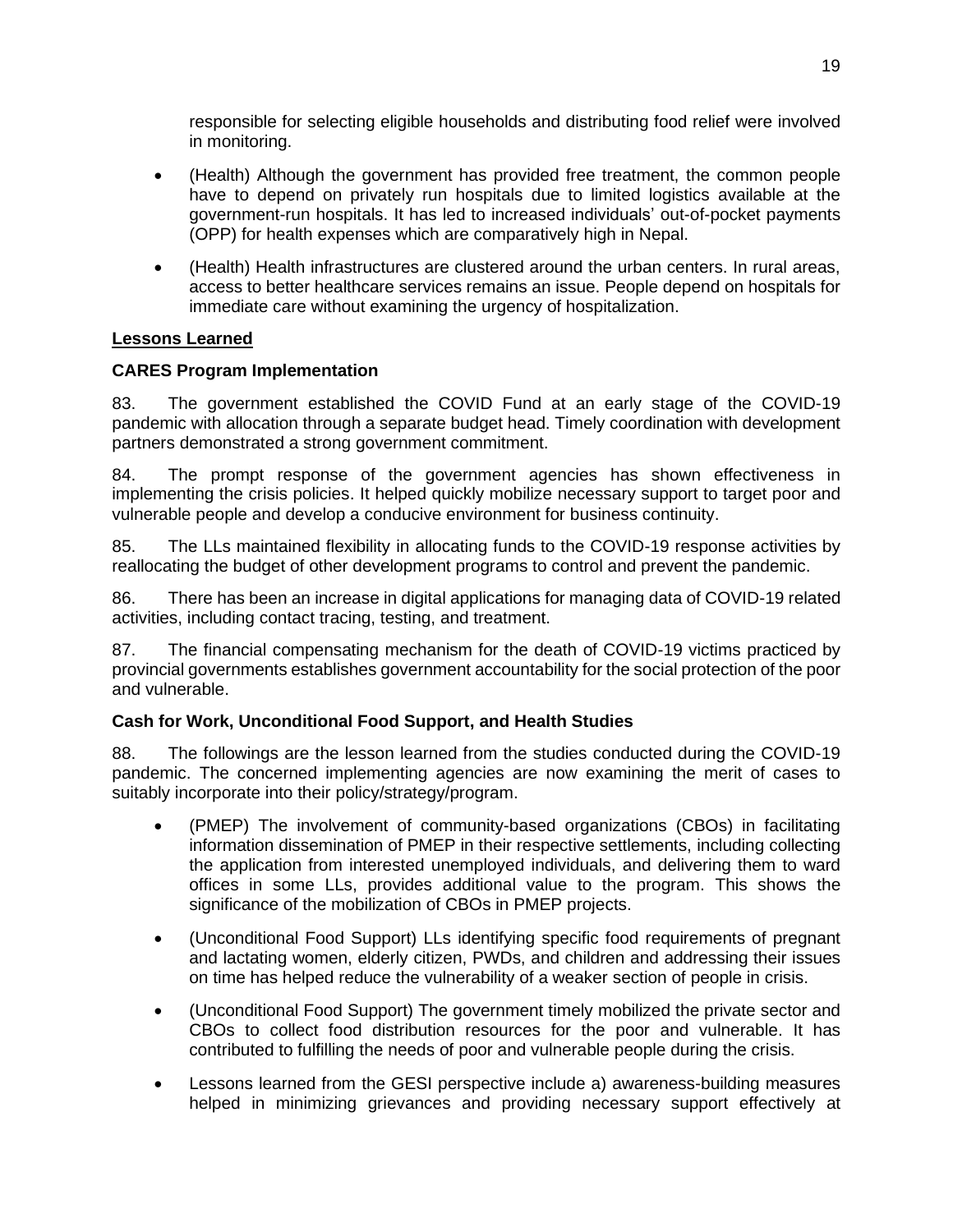responsible for selecting eligible households and distributing food relief were involved in monitoring.

- (Health) Although the government has provided free treatment, the common people have to depend on privately run hospitals due to limited logistics available at the government-run hospitals. It has led to increased individuals' out-of-pocket payments (OPP) for health expenses which are comparatively high in Nepal.

- (Health) Health infrastructures are clustered around the urban centers. In rural areas, access to better healthcare services remains an issue. People depend on hospitals for immediate care without examining the urgency of hospitalization.

**Lessons Learned**

**CARES Program Implementation**

83. The government established the COVID Fund at an early stage of the COVID-19 pandemic with allocation through a separate budget head. Timely coordination with development partners demonstrated a strong government commitment.

84. The prompt response of the government agencies has shown effectiveness in implementing the crisis policies. It helped quickly mobilize necessary support to target poor and vulnerable people and develop a conducive environment for business continuity.

85. The LLs maintained flexibility in allocating funds to the COVID-19 response activities by reallocating the budget of other development programs to control and prevent the pandemic.

86. There has been an increase in digital applications for managing data of COVID-19 related activities, including contact tracing, testing, and treatment.

87. The financial compensating mechanism for the death of COVID-19 victims practiced by provincial governments establishes government accountability for the social protection of the poor and vulnerable.

**Cash for Work, Unconditional Food Support, and Health Studies**

88. The followings are the lesson learned from the studies conducted during the COVID-19 pandemic. The concerned implementing agencies are now examining the merit of cases to suitably incorporate into their policy/strategy/program.

- (PMEP) The involvement of community-based organizations (CBOs) in facilitating information dissemination of PMEP in their respective settlements, including collecting the application from interested unemployed individuals, and delivering them to ward offices in some LLs, provides additional value to the program. This shows the significance of the mobilization of CBOs in PMEP projects.

- (Unconditional Food Support) LLs identifying specific food requirements of pregnant and lactating women, elderly citizen, PWDs, and children and addressing their issues on time has helped reduce the vulnerability of a weaker section of people in crisis.

- (Unconditional Food Support) The government timely mobilized the private sector and CBOs to collect food distribution resources for the poor and vulnerable. It has contributed to fulfilling the needs of poor and vulnerable people during the crisis.

- Lessons learned from the GESI perspective include a) awareness-building measures helped in minimizing grievances and providing necessary support effectively at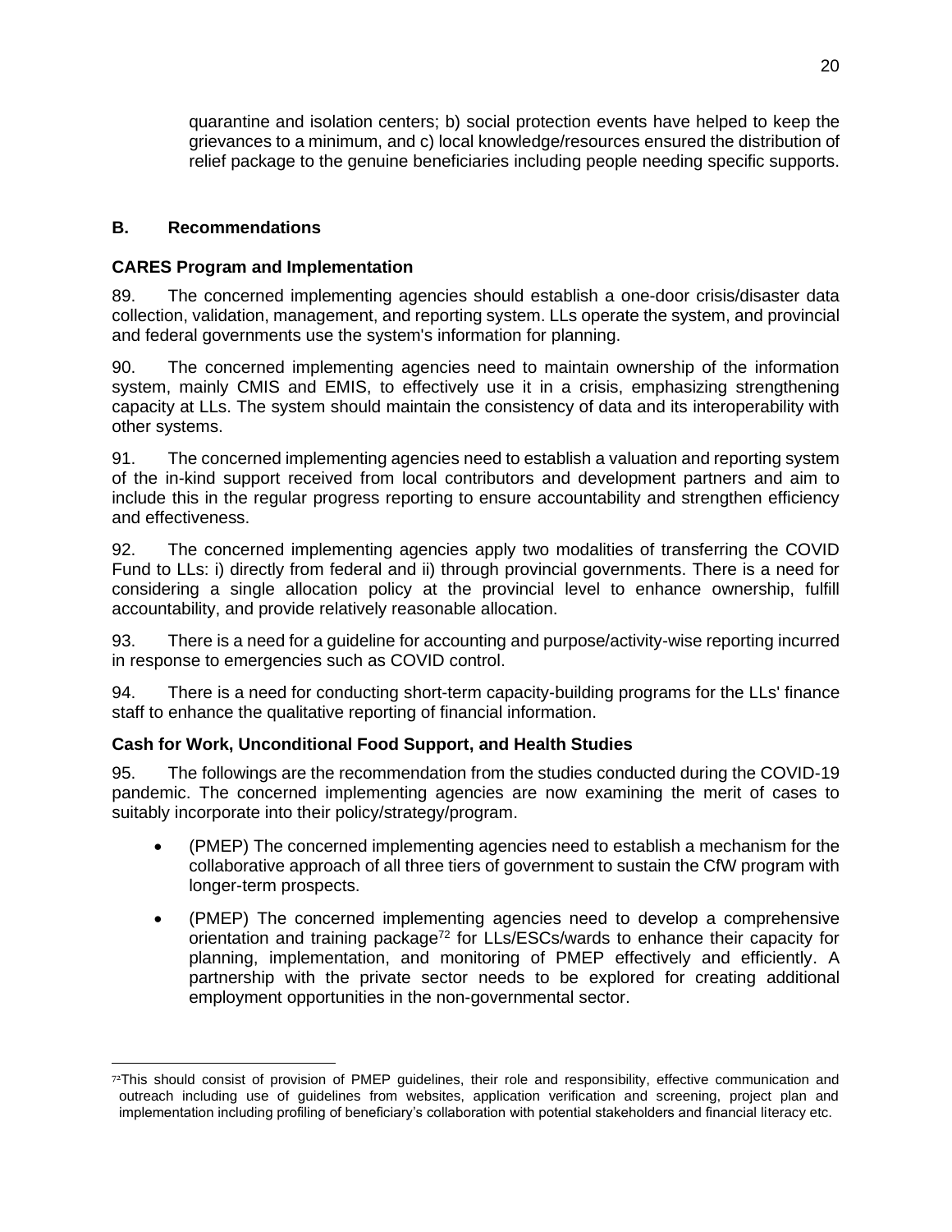quarantine and isolation centers; b) social protection events have helped to keep the grievances to a minimum, and c) local knowledge/resources ensured the distribution of relief package to the genuine beneficiaries including people needing specific supports.

## B. Recommendations

### CARES Program and Implementation

89. The concerned implementing agencies should establish a one-door crisis/disaster data collection, validation, management, and reporting system. LLs operate the system, and provincial and federal governments use the system's information for planning.

90. The concerned implementing agencies need to maintain ownership of the information system, mainly CMIS and EMIS, to effectively use it in a crisis, emphasizing strengthening capacity at LLs. The system should maintain the consistency of data and its interoperability with other systems.

91. The concerned implementing agencies need to establish a valuation and reporting system of the in-kind support received from local contributors and development partners and aim to include this in the regular progress reporting to ensure accountability and strengthen efficiency and effectiveness.

92. The concerned implementing agencies apply two modalities of transferring the COVID Fund to LLs: i) directly from federal and ii) through provincial governments. There is a need for considering a single allocation policy at the provincial level to enhance ownership, fulfill accountability, and provide relatively reasonable allocation.

93. There is a need for a guideline for accounting and purpose/activity-wise reporting incurred in response to emergencies such as COVID control.

94. There is a need for conducting short-term capacity-building programs for the LLs' finance staff to enhance the qualitative reporting of financial information.

### Cash for Work, Unconditional Food Support, and Health Studies

95. The followings are the recommendation from the studies conducted during the COVID-19 pandemic. The concerned implementing agencies are now examining the merit of cases to suitably incorporate into their policy/strategy/program.

- (PMEP) The concerned implementing agencies need to establish a mechanism for the collaborative approach of all three tiers of government to sustain the CfW program with longer-term prospects.
- (PMEP) The concerned implementing agencies need to develop a comprehensive orientation and training package[72] for LLs/ESCs/wards to enhance their capacity for planning, implementation, and monitoring of PMEP effectively and efficiently. A partnership with the private sector needs to be explored for creating additional employment opportunities in the non-governmental sector.

[72] This should consist of provision of PMEP guidelines, their role and responsibility, effective communication and outreach including use of guidelines from websites, application verification and screening, project plan and implementation including profiling of beneficiary's collaboration with potential stakeholders and financial literacy etc.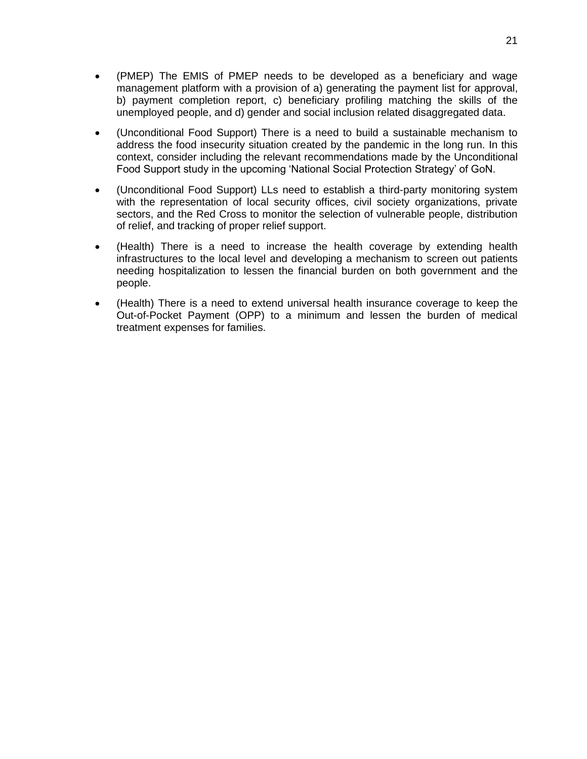- (PMEP) The EMIS of PMEP needs to be developed as a beneficiary and wage management platform with a provision of a) generating the payment list for approval, b) payment completion report, c) beneficiary profiling matching the skills of the unemployed people, and d) gender and social inclusion related disaggregated data.
- (Unconditional Food Support) There is a need to build a sustainable mechanism to address the food insecurity situation created by the pandemic in the long run. In this context, consider including the relevant recommendations made by the Unconditional Food Support study in the upcoming 'National Social Protection Strategy' of GoN.
- (Unconditional Food Support) LLs need to establish a third-party monitoring system with the representation of local security offices, civil society organizations, private sectors, and the Red Cross to monitor the selection of vulnerable people, distribution of relief, and tracking of proper relief support.
- (Health) There is a need to increase the health coverage by extending health infrastructures to the local level and developing a mechanism to screen out patients needing hospitalization to lessen the financial burden on both government and the people.
- (Health) There is a need to extend universal health insurance coverage to keep the Out-of-Pocket Payment (OPP) to a minimum and lessen the burden of medical treatment expenses for families.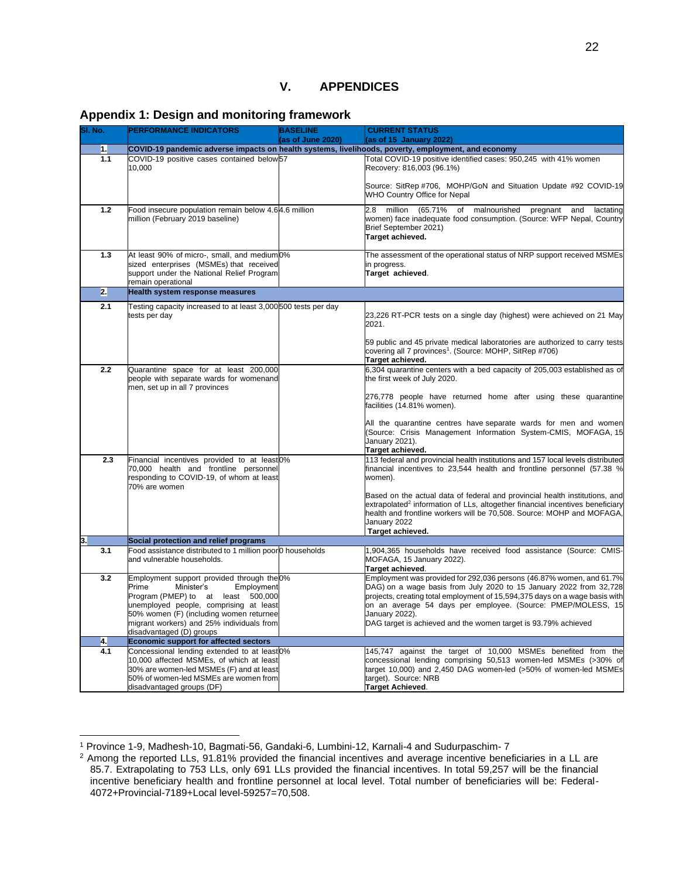# V. APPENDICES

## Appendix 1: Design and monitoring framework

| Sl. No. | PERFORMANCE INDICATORS | BASELINE (as of June 2020) | CURRENT STATUS (as of 15 January 2022) |
|---|---|---|---|
| **1.** | **COVID-19 pandemic adverse impacts on health systems, livelihoods, poverty, employment, and economy** | | |
| **1.1** | COVID-19 positive cases contained below 10,000 | 57 | Total COVID-19 positive identified cases: 950,245 with 41% women<br>Recovery: 816,003 (96.1%)<br><br>Source: SitRep #706, MOHP/GoN and Situation Update #92 COVID-19 WHO Country Office for Nepal |
| **1.2** | Food insecure population remain below 4.6 million (February 2019 baseline) | 4.6 million | 2.8 million (65.71% of malnourished pregnant and lactating women) face inadequate food consumption. (Source: WFP Nepal, Country Brief September 2021)<br>**Target achieved.** |
| **1.3** | At least 90% of micro-, small, and medium sized enterprises (MSMEs) that received support under the National Relief Program remain operational | 0% | The assessment of the operational status of NRP support received MSMEs in progress.<br>**Target achieved**. |
| **2.** | **Health system response measures** | | |
| **2.1** | Testing capacity increased to at least 3,000 tests per day | 500 tests per day | 23,226 RT-PCR tests on a single day (highest) were achieved on 21 May 2021.<br><br>59 public and 45 private medical laboratories are authorized to carry tests covering all 7 provinces[1]. (Source: MOHP, SitRep #706)<br>**Target achieved.** |
| **2.2** | Quarantine space for at least 200,000 people with separate wards for womenand men, set up in all 7 provinces | | 6,304 quarantine centers with a bed capacity of 205,003 established as of the first week of July 2020.<br><br>276,778 people have returned home after using these quarantine facilities (14.81% women).<br><br>All the quarantine centres have separate wards for men and women (Source: Crisis Management Information System-CMIS, MOFAGA, 15 January 2021).<br>**Target achieved.** |
| **2.3** | Financial incentives provided to at least 70,000 health and frontline personnel responding to COVID-19, of whom at least 70% are women | 0% | 113 federal and provincial health institutions and 157 local levels distributed financial incentives to 23,544 health and frontline personnel (57.38 % women).<br><br>Based on the actual data of federal and provincial health institutions, and extrapolated[2] information of LLs, altogether financial incentives beneficiary health and frontline workers will be 70,508. Source: MOHP and MOFAGA, January 2022<br>**Target achieved.** |
| **3.** | **Social protection and relief programs** | | |
| **3.1** | Food assistance distributed to 1 million poor and vulnerable households. | 0 households | 1,904,365 households have received food assistance (Source: CMIS-MOFAGA, 15 January 2022).<br>**Target achieved**. |
| **3.2** | Employment support provided through the Prime Minister's Employment Program (PMEP) to at least 500,000 unemployed people, comprising at least 50% women (F) (including women returnee migrant workers) and 25% individuals from disadvantaged (D) groups | 0% | Employment was provided for 292,036 persons (46.87% women, and 61.7% DAG) on a wage basis from July 2020 to 15 January 2022 from 32,728 projects, creating total employment of 15,594,375 days on a wage basis with on an average 54 days per employee. (Source: PMEP/MOLESS, 15 January 2022).<br>DAG target is achieved and the women target is 93.79% achieved |
| **4.** | **Economic support for affected sectors** | | |
| **4.1** | Concessional lending extended to at least 10,000 affected MSMEs, of which at least 30% are women-led MSMEs (F) and at least 50% of women-led MSMEs are women from disadvantaged groups (DF) | 0% | 145,747 against the target of 10,000 MSMEs benefited from the concessional lending comprising 50,513 women-led MSMEs (>30% of target 10,000) and 2,450 DAG women-led (>50% of women-led MSMEs target). Source: NRB<br>**Target Achieved**. |

---

[1] Province 1-9, Madhesh-10, Bagmati-56, Gandaki-6, Lumbini-12, Karnali-4 and Sudurpaschim- 7

[2] Among the reported LLs, 91.81% provided the financial incentives and average incentive beneficiaries in a LL are 85.7. Extrapolating to 753 LLs, only 691 LLs provided the financial incentives. In total 59,257 will be the financial incentive beneficiary health and frontline personnel at local level. Total number of beneficiaries will be: Federal-4072+Provincial-7189+Local level-59257=70,508.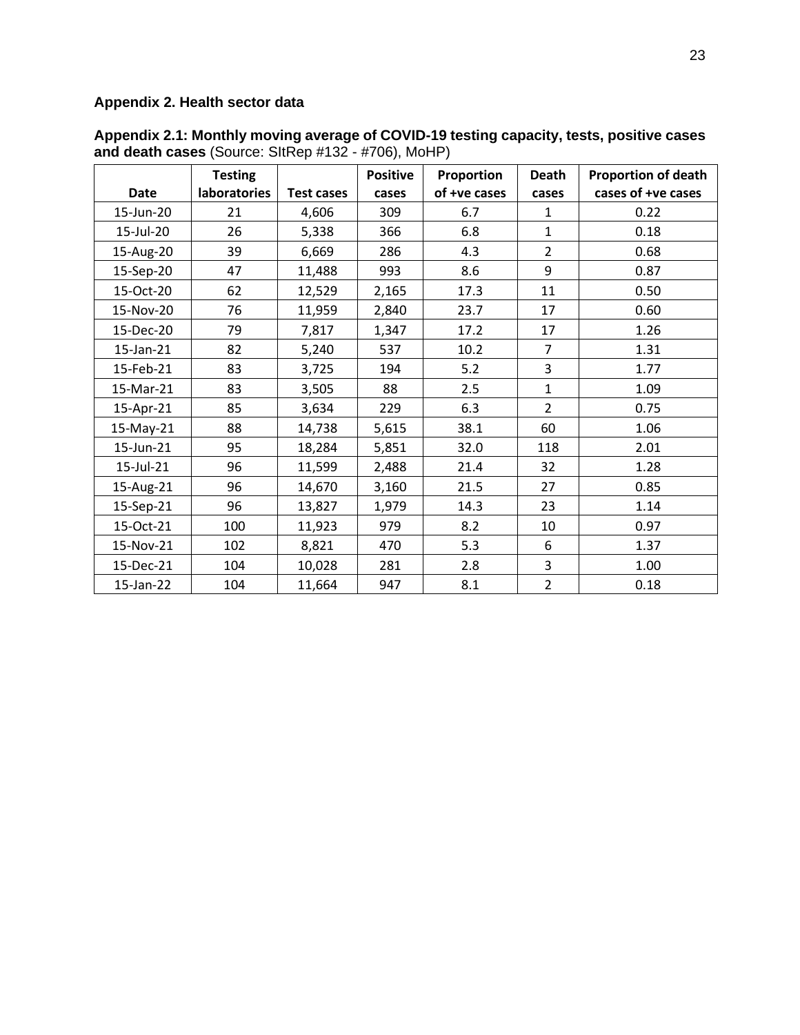## Appendix 2. Health sector data

**Appendix 2.1: Monthly moving average of COVID-19 testing capacity, tests, positive cases and death cases** (Source: SItRep #132 - #706), MoHP)

| Date | Testing laboratories | Test cases | Positive cases | Proportion of +ve cases | Death cases | Proportion of death cases of +ve cases |
|---|---|---|---|---|---|---|
| 15-Jun-20 | 21 | 4,606 | 309 | 6.7 | 1 | 0.22 |
| 15-Jul-20 | 26 | 5,338 | 366 | 6.8 | 1 | 0.18 |
| 15-Aug-20 | 39 | 6,669 | 286 | 4.3 | 2 | 0.68 |
| 15-Sep-20 | 47 | 11,488 | 993 | 8.6 | 9 | 0.87 |
| 15-Oct-20 | 62 | 12,529 | 2,165 | 17.3 | 11 | 0.50 |
| 15-Nov-20 | 76 | 11,959 | 2,840 | 23.7 | 17 | 0.60 |
| 15-Dec-20 | 79 | 7,817 | 1,347 | 17.2 | 17 | 1.26 |
| 15-Jan-21 | 82 | 5,240 | 537 | 10.2 | 7 | 1.31 |
| 15-Feb-21 | 83 | 3,725 | 194 | 5.2 | 3 | 1.77 |
| 15-Mar-21 | 83 | 3,505 | 88 | 2.5 | 1 | 1.09 |
| 15-Apr-21 | 85 | 3,634 | 229 | 6.3 | 2 | 0.75 |
| 15-May-21 | 88 | 14,738 | 5,615 | 38.1 | 60 | 1.06 |
| 15-Jun-21 | 95 | 18,284 | 5,851 | 32.0 | 118 | 2.01 |
| 15-Jul-21 | 96 | 11,599 | 2,488 | 21.4 | 32 | 1.28 |
| 15-Aug-21 | 96 | 14,670 | 3,160 | 21.5 | 27 | 0.85 |
| 15-Sep-21 | 96 | 13,827 | 1,979 | 14.3 | 23 | 1.14 |
| 15-Oct-21 | 100 | 11,923 | 979 | 8.2 | 10 | 0.97 |
| 15-Nov-21 | 102 | 8,821 | 470 | 5.3 | 6 | 1.37 |
| 15-Dec-21 | 104 | 10,028 | 281 | 2.8 | 3 | 1.00 |
| 15-Jan-22 | 104 | 11,664 | 947 | 8.1 | 2 | 0.18 |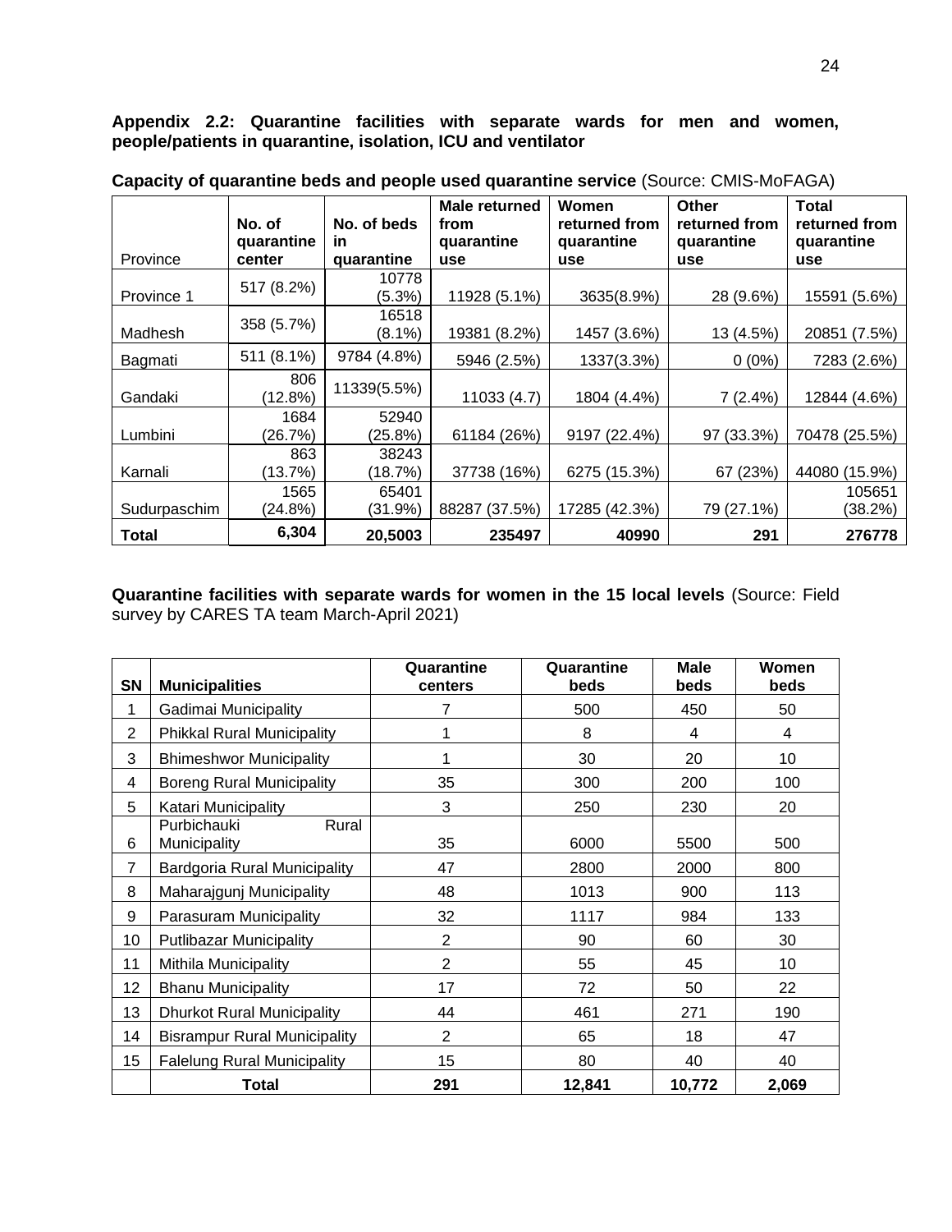**Appendix 2.2: Quarantine facilities with separate wards for men and women, people/patients in quarantine, isolation, ICU and ventilator**

**Capacity of quarantine beds and people used quarantine service** (Source: CMIS-MoFAGA)

| Province | No. of quarantine center | No. of beds in quarantine | Male returned from quarantine use | Women returned from quarantine use | Other returned from quarantine use | Total returned from quarantine use |
|---|---|---|---|---|---|---|
| Province 1 | 517 (8.2%) | 10778 (5.3%) | 11928 (5.1%) | 3635(8.9%) | 28 (9.6%) | 15591 (5.6%) |
| Madhesh | 358 (5.7%) | 16518 (8.1%) | 19381 (8.2%) | 1457 (3.6%) | 13 (4.5%) | 20851 (7.5%) |
| Bagmati | 511 (8.1%) | 9784 (4.8%) | 5946 (2.5%) | 1337(3.3%) | 0 (0%) | 7283 (2.6%) |
| Gandaki | 806 (12.8%) | 11339(5.5%) | 11033 (4.7) | 1804 (4.4%) | 7 (2.4%) | 12844 (4.6%) |
| Lumbini | 1684 (26.7%) | 52940 (25.8%) | 61184 (26%) | 9197 (22.4%) | 97 (33.3%) | 70478 (25.5%) |
| Karnali | 863 (13.7%) | 38243 (18.7%) | 37738 (16%) | 6275 (15.3%) | 67 (23%) | 44080 (15.9%) |
| Sudurpaschim | 1565 (24.8%) | 65401 (31.9%) | 88287 (37.5%) | 17285 (42.3%) | 79 (27.1%) | 105651 (38.2%) |
| **Total** | **6,304** | **20,5003** | **235497** | **40990** | **291** | **276778** |

**Quarantine facilities with separate wards for women in the 15 local levels** (Source: Field survey by CARES TA team March-April 2021)

| SN | Municipalities | Quarantine centers | Quarantine beds | Male beds | Women beds |
|---|---|---|---|---|---|
| 1 | Gadimai Municipality | 7 | 500 | 450 | 50 |
| 2 | Phikkal Rural Municipality | 1 | 8 | 4 | 4 |
| 3 | Bhimeshwor Municipality | 1 | 30 | 20 | 10 |
| 4 | Boreng Rural Municipality | 35 | 300 | 200 | 100 |
| 5 | Katari Municipality | 3 | 250 | 230 | 20 |
| 6 | Purbichauki Rural Municipality | 35 | 6000 | 5500 | 500 |
| 7 | Bardgoria Rural Municipality | 47 | 2800 | 2000 | 800 |
| 8 | Maharajgunj Municipality | 48 | 1013 | 900 | 113 |
| 9 | Parasuram Municipality | 32 | 1117 | 984 | 133 |
| 10 | Putlibazar Municipality | 2 | 90 | 60 | 30 |
| 11 | Mithila Municipality | 2 | 55 | 45 | 10 |
| 12 | Bhanu Municipality | 17 | 72 | 50 | 22 |
| 13 | Dhurkot Rural Municipality | 44 | 461 | 271 | 190 |
| 14 | Bisrampur Rural Municipality | 2 | 65 | 18 | 47 |
| 15 | Falelung Rural Municipality | 15 | 80 | 40 | 40 |
| | **Total** | **291** | **12,841** | **10,772** | **2,069** |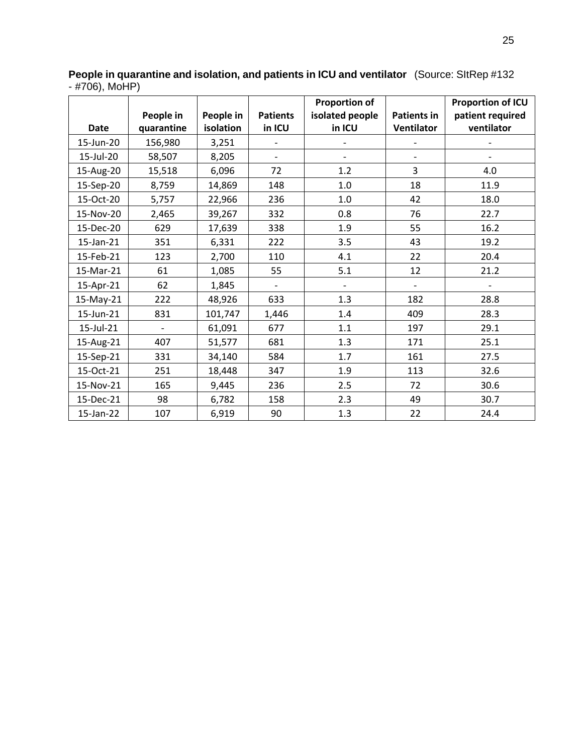**People in quarantine and isolation, and patients in ICU and ventilator** (Source: SItRep #132 - #706), MoHP)

| Date | People in quarantine | People in isolation | Patients in ICU | Proportion of isolated people in ICU | Patients in Ventilator | Proportion of ICU patient required ventilator |
|---|---|---|---|---|---|---|
| 15-Jun-20 | 156,980 | 3,251 | - | - | - | - |
| 15-Jul-20 | 58,507 | 8,205 | - | - | - | - |
| 15-Aug-20 | 15,518 | 6,096 | 72 | 1.2 | 3 | 4.0 |
| 15-Sep-20 | 8,759 | 14,869 | 148 | 1.0 | 18 | 11.9 |
| 15-Oct-20 | 5,757 | 22,966 | 236 | 1.0 | 42 | 18.0 |
| 15-Nov-20 | 2,465 | 39,267 | 332 | 0.8 | 76 | 22.7 |
| 15-Dec-20 | 629 | 17,639 | 338 | 1.9 | 55 | 16.2 |
| 15-Jan-21 | 351 | 6,331 | 222 | 3.5 | 43 | 19.2 |
| 15-Feb-21 | 123 | 2,700 | 110 | 4.1 | 22 | 20.4 |
| 15-Mar-21 | 61 | 1,085 | 55 | 5.1 | 12 | 21.2 |
| 15-Apr-21 | 62 | 1,845 | - | - | - | - |
| 15-May-21 | 222 | 48,926 | 633 | 1.3 | 182 | 28.8 |
| 15-Jun-21 | 831 | 101,747 | 1,446 | 1.4 | 409 | 28.3 |
| 15-Jul-21 | - | 61,091 | 677 | 1.1 | 197 | 29.1 |
| 15-Aug-21 | 407 | 51,577 | 681 | 1.3 | 171 | 25.1 |
| 15-Sep-21 | 331 | 34,140 | 584 | 1.7 | 161 | 27.5 |
| 15-Oct-21 | 251 | 18,448 | 347 | 1.9 | 113 | 32.6 |
| 15-Nov-21 | 165 | 9,445 | 236 | 2.5 | 72 | 30.6 |
| 15-Dec-21 | 98 | 6,782 | 158 | 2.3 | 49 | 30.7 |
| 15-Jan-22 | 107 | 6,919 | 90 | 1.3 | 22 | 24.4 |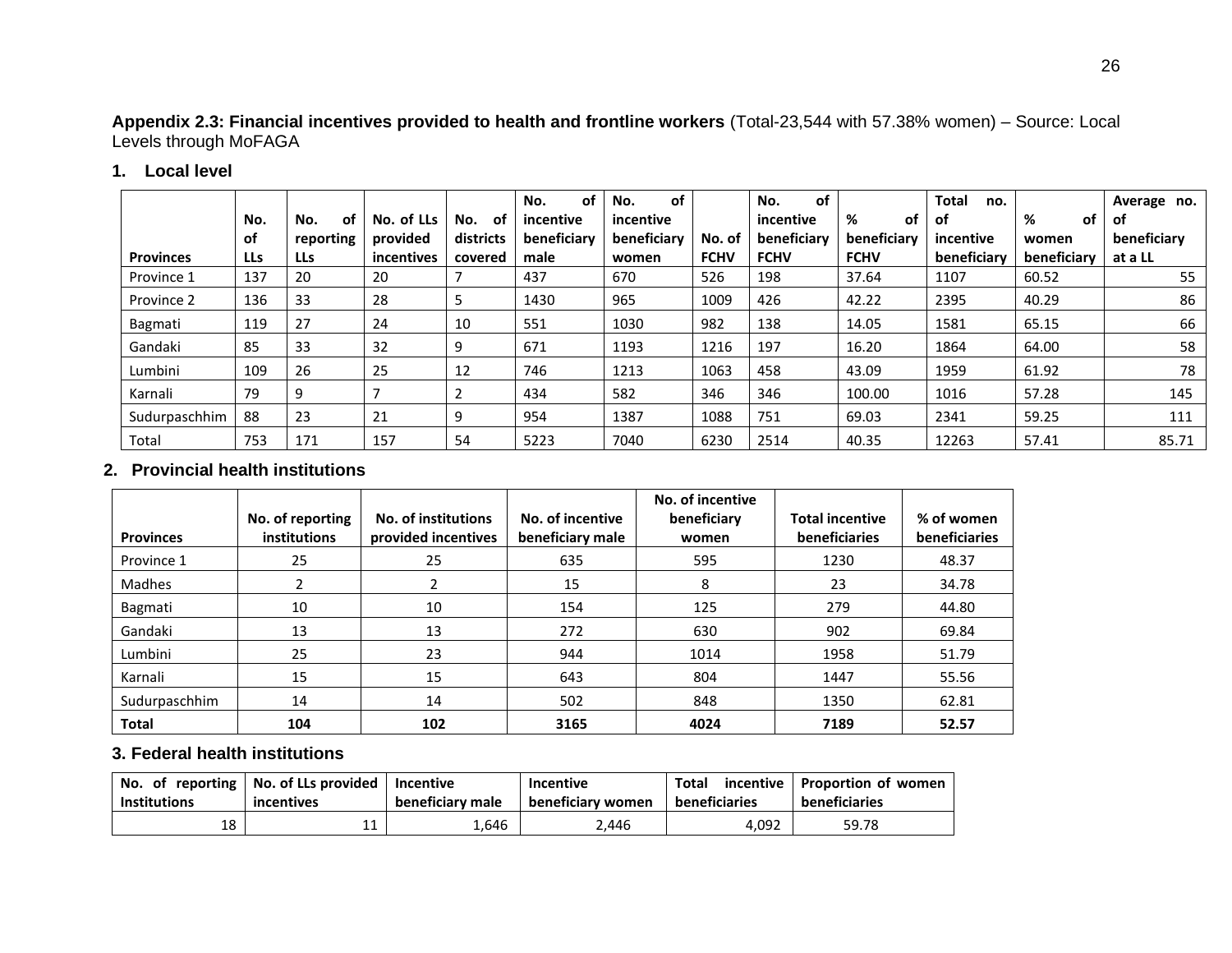**Appendix 2.3: Financial incentives provided to health and frontline workers** (Total-23,544 with 57.38% women) – Source: Local Levels through MoFAGA

## 1. Local level

| Provinces | No. of LLs | No. of reporting LLs | No. of LLs provided incentives | No. of districts covered | No. of incentive beneficiary male | No. of incentive beneficiary women | No. of FCHV | No. of incentive beneficiary FCHV | % of beneficiary FCHV | Total no. of incentive beneficiary | % of women beneficiary | Average no. of beneficiary at a LL |
|---|---|---|---|---|---|---|---|---|---|---|---|---|
| Province 1 | 137 | 20 | 20 | 7 | 437 | 670 | 526 | 198 | 37.64 | 1107 | 60.52 | 55 |
| Province 2 | 136 | 33 | 28 | 5 | 1430 | 965 | 1009 | 426 | 42.22 | 2395 | 40.29 | 86 |
| Bagmati | 119 | 27 | 24 | 10 | 551 | 1030 | 982 | 138 | 14.05 | 1581 | 65.15 | 66 |
| Gandaki | 85 | 33 | 32 | 9 | 671 | 1193 | 1216 | 197 | 16.20 | 1864 | 64.00 | 58 |
| Lumbini | 109 | 26 | 25 | 12 | 746 | 1213 | 1063 | 458 | 43.09 | 1959 | 61.92 | 78 |
| Karnali | 79 | 9 | 7 | 2 | 434 | 582 | 346 | 346 | 100.00 | 1016 | 57.28 | 145 |
| Sudurpaschhim | 88 | 23 | 21 | 9 | 954 | 1387 | 1088 | 751 | 69.03 | 2341 | 59.25 | 111 |
| Total | 753 | 171 | 157 | 54 | 5223 | 7040 | 6230 | 2514 | 40.35 | 12263 | 57.41 | 85.71 |

## 2. Provincial health institutions

| Provinces | No. of reporting institutions | No. of institutions provided incentives | No. of incentive beneficiary male | No. of incentive beneficiary women | Total incentive beneficiaries | % of women beneficiaries |
|---|---|---|---|---|---|---|
| Province 1 | 25 | 25 | 635 | 595 | 1230 | 48.37 |
| Madhes | 2 | 2 | 15 | 8 | 23 | 34.78 |
| Bagmati | 10 | 10 | 154 | 125 | 279 | 44.80 |
| Gandaki | 13 | 13 | 272 | 630 | 902 | 69.84 |
| Lumbini | 25 | 23 | 944 | 1014 | 1958 | 51.79 |
| Karnali | 15 | 15 | 643 | 804 | 1447 | 55.56 |
| Sudurpaschhim | 14 | 14 | 502 | 848 | 1350 | 62.81 |
| **Total** | **104** | **102** | **3165** | **4024** | **7189** | **52.57** |

## 3. Federal health institutions

| No. of reporting Institutions | No. of LLs provided incentives | Incentive beneficiary male | Incentive beneficiary women | Total incentive beneficiaries | Proportion of women beneficiaries |
|---|---|---|---|---|---|
| 18 | 11 | 1,646 | 2,446 | 4,092 | 59.78 |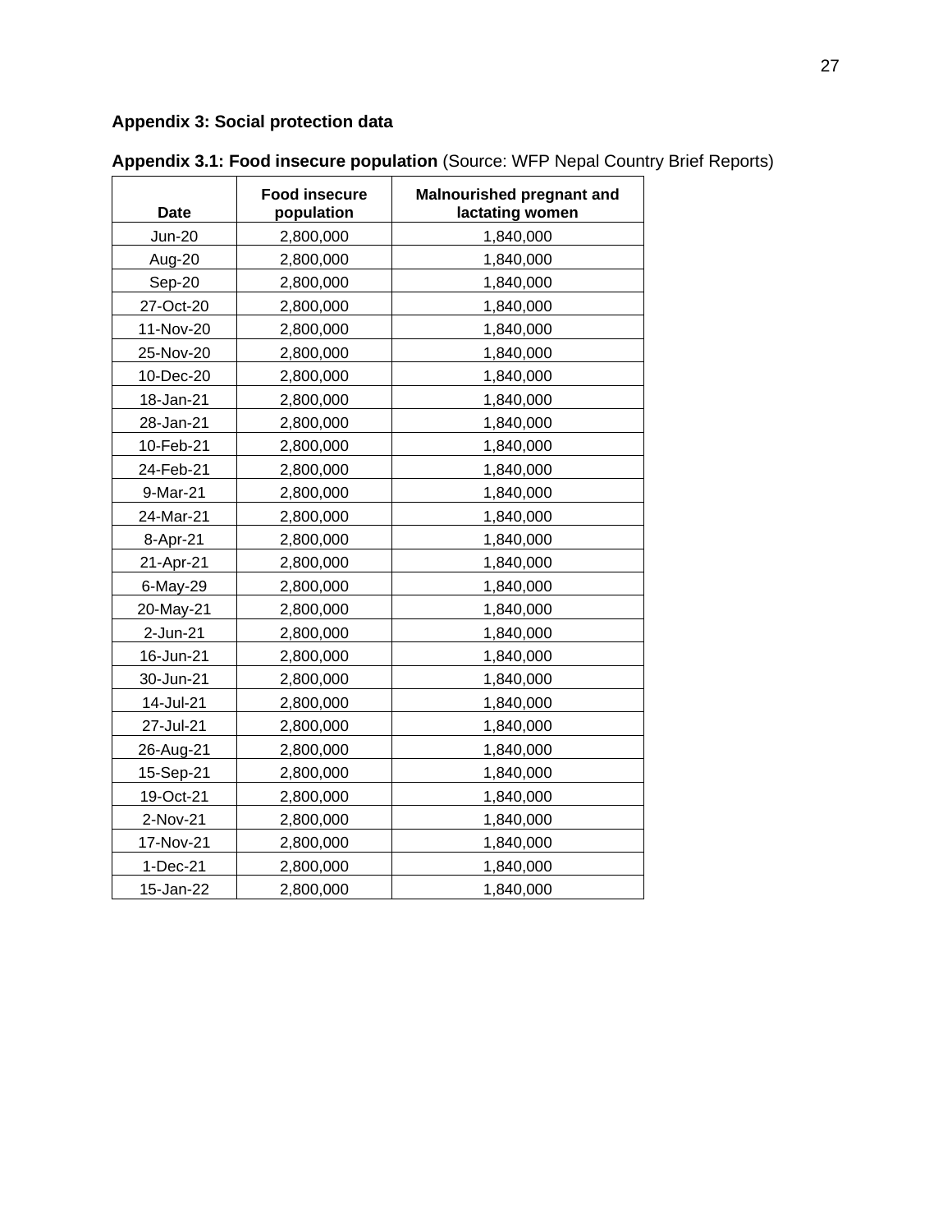**Appendix 3: Social protection data**

**Appendix 3.1: Food insecure population** (Source: WFP Nepal Country Brief Reports)

| Date | Food insecure population | Malnourished pregnant and lactating women |
|---|---|---|
| Jun-20 | 2,800,000 | 1,840,000 |
| Aug-20 | 2,800,000 | 1,840,000 |
| Sep-20 | 2,800,000 | 1,840,000 |
| 27-Oct-20 | 2,800,000 | 1,840,000 |
| 11-Nov-20 | 2,800,000 | 1,840,000 |
| 25-Nov-20 | 2,800,000 | 1,840,000 |
| 10-Dec-20 | 2,800,000 | 1,840,000 |
| 18-Jan-21 | 2,800,000 | 1,840,000 |
| 28-Jan-21 | 2,800,000 | 1,840,000 |
| 10-Feb-21 | 2,800,000 | 1,840,000 |
| 24-Feb-21 | 2,800,000 | 1,840,000 |
| 9-Mar-21 | 2,800,000 | 1,840,000 |
| 24-Mar-21 | 2,800,000 | 1,840,000 |
| 8-Apr-21 | 2,800,000 | 1,840,000 |
| 21-Apr-21 | 2,800,000 | 1,840,000 |
| 6-May-29 | 2,800,000 | 1,840,000 |
| 20-May-21 | 2,800,000 | 1,840,000 |
| 2-Jun-21 | 2,800,000 | 1,840,000 |
| 16-Jun-21 | 2,800,000 | 1,840,000 |
| 30-Jun-21 | 2,800,000 | 1,840,000 |
| 14-Jul-21 | 2,800,000 | 1,840,000 |
| 27-Jul-21 | 2,800,000 | 1,840,000 |
| 26-Aug-21 | 2,800,000 | 1,840,000 |
| 15-Sep-21 | 2,800,000 | 1,840,000 |
| 19-Oct-21 | 2,800,000 | 1,840,000 |
| 2-Nov-21 | 2,800,000 | 1,840,000 |
| 17-Nov-21 | 2,800,000 | 1,840,000 |
| 1-Dec-21 | 2,800,000 | 1,840,000 |
| 15-Jan-22 | 2,800,000 | 1,840,000 |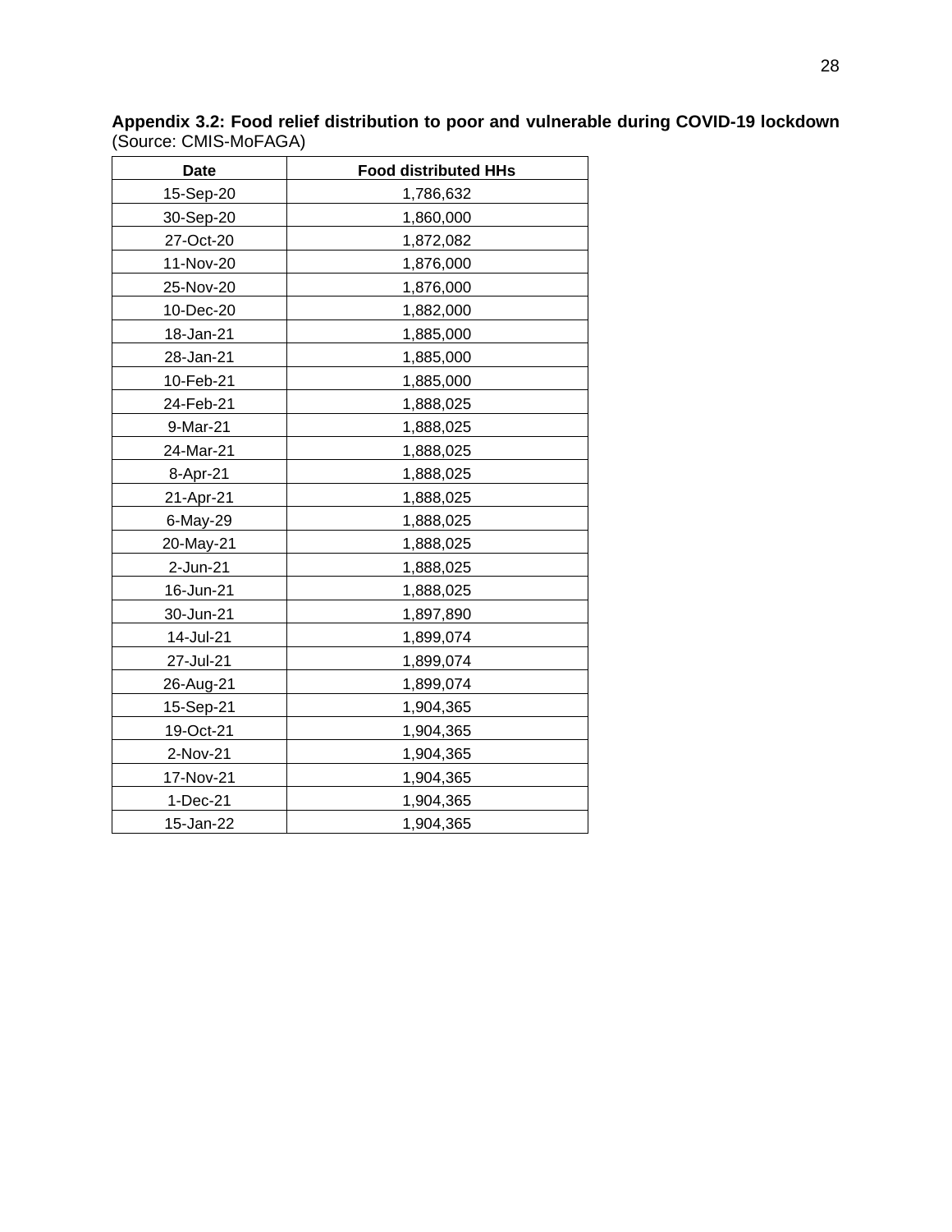**Appendix 3.2: Food relief distribution to poor and vulnerable during COVID-19 lockdown** (Source: CMIS-MoFAGA)

| Date | Food distributed HHs |
|---|---|
| 15-Sep-20 | 1,786,632 |
| 30-Sep-20 | 1,860,000 |
| 27-Oct-20 | 1,872,082 |
| 11-Nov-20 | 1,876,000 |
| 25-Nov-20 | 1,876,000 |
| 10-Dec-20 | 1,882,000 |
| 18-Jan-21 | 1,885,000 |
| 28-Jan-21 | 1,885,000 |
| 10-Feb-21 | 1,885,000 |
| 24-Feb-21 | 1,888,025 |
| 9-Mar-21 | 1,888,025 |
| 24-Mar-21 | 1,888,025 |
| 8-Apr-21 | 1,888,025 |
| 21-Apr-21 | 1,888,025 |
| 6-May-29 | 1,888,025 |
| 20-May-21 | 1,888,025 |
| 2-Jun-21 | 1,888,025 |
| 16-Jun-21 | 1,888,025 |
| 30-Jun-21 | 1,897,890 |
| 14-Jul-21 | 1,899,074 |
| 27-Jul-21 | 1,899,074 |
| 26-Aug-21 | 1,899,074 |
| 15-Sep-21 | 1,904,365 |
| 19-Oct-21 | 1,904,365 |
| 2-Nov-21 | 1,904,365 |
| 17-Nov-21 | 1,904,365 |
| 1-Dec-21 | 1,904,365 |
| 15-Jan-22 | 1,904,365 |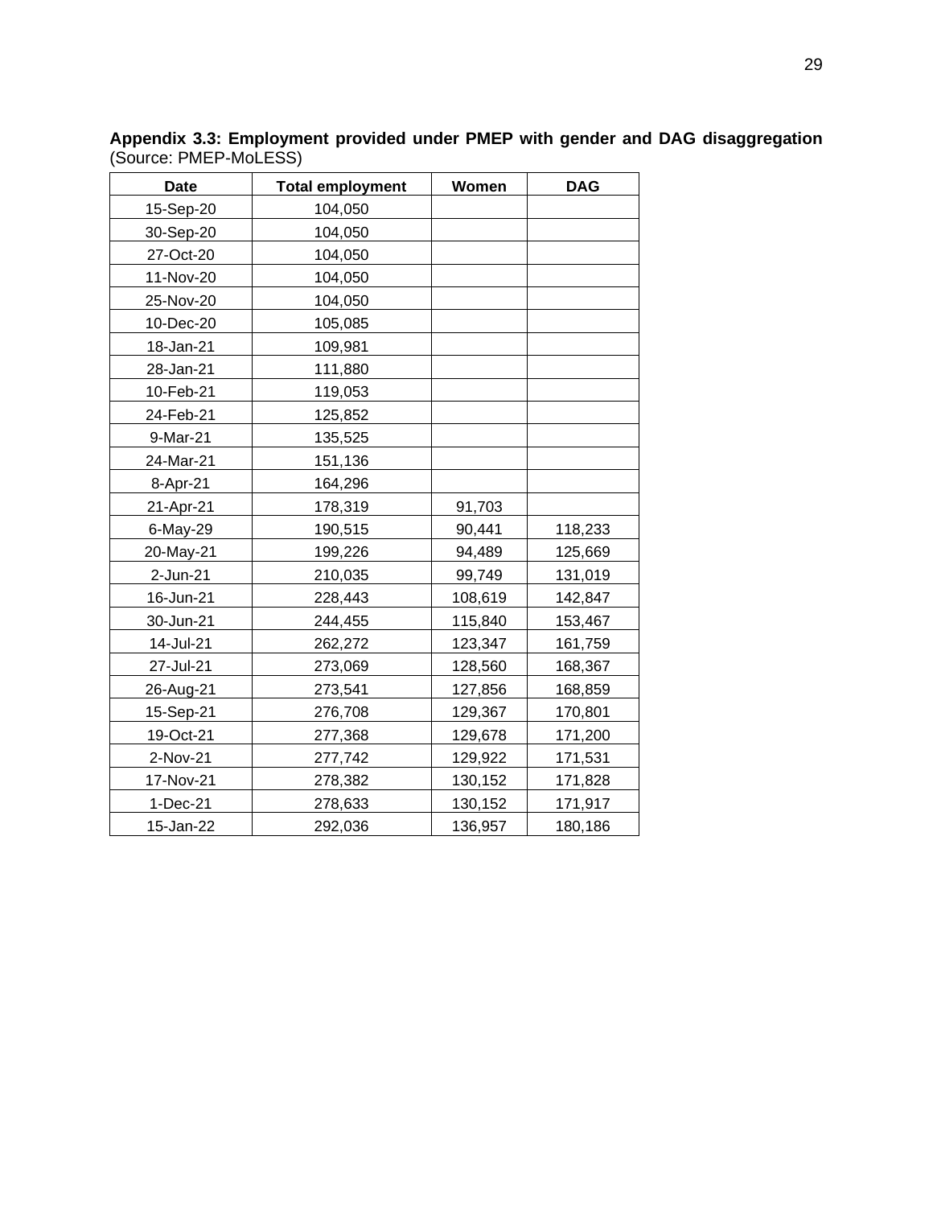**Appendix 3.3: Employment provided under PMEP with gender and DAG disaggregation** (Source: PMEP-MoLESS)

| Date | Total employment | Women | DAG |
|---|---|---|---|
| 15-Sep-20 | 104,050 | | |
| 30-Sep-20 | 104,050 | | |
| 27-Oct-20 | 104,050 | | |
| 11-Nov-20 | 104,050 | | |
| 25-Nov-20 | 104,050 | | |
| 10-Dec-20 | 105,085 | | |
| 18-Jan-21 | 109,981 | | |
| 28-Jan-21 | 111,880 | | |
| 10-Feb-21 | 119,053 | | |
| 24-Feb-21 | 125,852 | | |
| 9-Mar-21 | 135,525 | | |
| 24-Mar-21 | 151,136 | | |
| 8-Apr-21 | 164,296 | | |
| 21-Apr-21 | 178,319 | 91,703 | |
| 6-May-29 | 190,515 | 90,441 | 118,233 |
| 20-May-21 | 199,226 | 94,489 | 125,669 |
| 2-Jun-21 | 210,035 | 99,749 | 131,019 |
| 16-Jun-21 | 228,443 | 108,619 | 142,847 |
| 30-Jun-21 | 244,455 | 115,840 | 153,467 |
| 14-Jul-21 | 262,272 | 123,347 | 161,759 |
| 27-Jul-21 | 273,069 | 128,560 | 168,367 |
| 26-Aug-21 | 273,541 | 127,856 | 168,859 |
| 15-Sep-21 | 276,708 | 129,367 | 170,801 |
| 19-Oct-21 | 277,368 | 129,678 | 171,200 |
| 2-Nov-21 | 277,742 | 129,922 | 171,531 |
| 17-Nov-21 | 278,382 | 130,152 | 171,828 |
| 1-Dec-21 | 278,633 | 130,152 | 171,917 |
| 15-Jan-22 | 292,036 | 136,957 | 180,186 |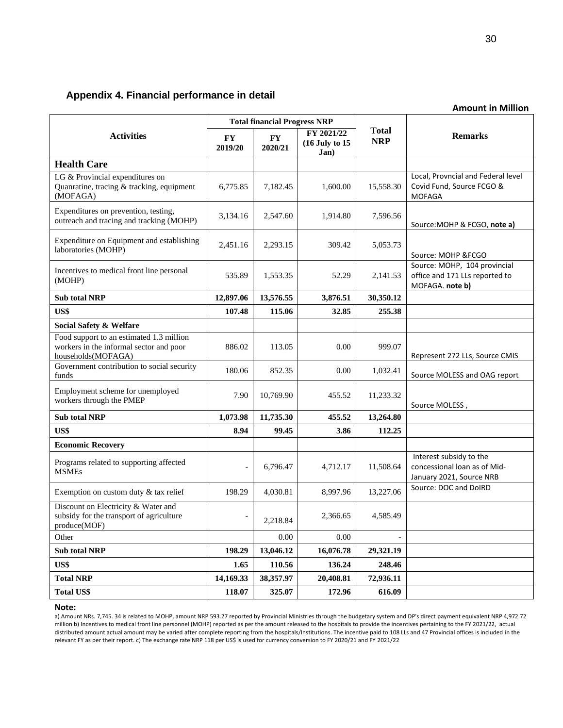## Appendix 4. Financial performance in detail

**Amount in Million**

| Activities | Total financial Progress NRP | | | Total NRP | Remarks |
|---|---|---|---|---|---|
| | FY 2019/20 | FY 2020/21 | FY 2021/22 (16 July to 15 Jan) | | |
| **Health Care** | | | | | |
| LG & Provincial expenditures on Quanratine, tracing & tracking, equipment (MOFAGA) | 6,775.85 | 7,182.45 | 1,600.00 | 15,558.30 | Local, Provncial and Federal level Covid Fund, Source FCGO & MOFAGA |
| Expenditures on prevention, testing, outreach and tracing and tracking (MOHP) | 3,134.16 | 2,547.60 | 1,914.80 | 7,596.56 | Source:MOHP & FCGO, **note a)** |
| Expenditure on Equipment and establishing laboratories (MOHP) | 2,451.16 | 2,293.15 | 309.42 | 5,053.73 | Source: MOHP &FCGO |
| Incentives to medical front line personal (MOHP) | 535.89 | 1,553.35 | 52.29 | 2,141.53 | Source: MOHP, 104 provincial office and 171 LLs reported to MOFAGA. **note b)** |
| **Sub total NRP** | **12,897.06** | **13,576.55** | **3,876.51** | **30,350.12** | |
| **US$** | **107.48** | **115.06** | **32.85** | **255.38** | |
| **Social Safety & Welfare** | | | | | |
| Food support to an estimated 1.3 million workers in the informal sector and poor households(MOFAGA) | 886.02 | 113.05 | 0.00 | 999.07 | Represent 272 LLs, Source CMIS |
| Government contribution to social security funds | 180.06 | 852.35 | 0.00 | 1,032.41 | Source MOLESS and OAG report |
| Employment scheme for unemployed workers through the PMEP | 7.90 | 10,769.90 | 455.52 | 11,233.32 | Source MOLESS , |
| **Sub total NRP** | **1,073.98** | **11,735.30** | **455.52** | **13,264.80** | |
| **US$** | **8.94** | **99.45** | **3.86** | **112.25** | |
| **Economic Recovery** | | | | | |
| Programs related to supporting affected MSMEs | - | 6,796.47 | 4,712.17 | 11,508.64 | Interest subsidy to the concessional loan as of Mid-January 2021, Source NRB |
| Exemption on custom duty & tax relief | 198.29 | 4,030.81 | 8,997.96 | 13,227.06 | Source: DOC and DoIRD |
| Discount on Electricity & Water and subsidy for the transport of agriculture produce(MOF) | - | 2,218.84 | 2,366.65 | 4,585.49 | |
| Other | | 0.00 | 0.00 | - | |
| **Sub total NRP** | **198.29** | **13,046.12** | **16,076.78** | **29,321.19** | |
| **US$** | **1.65** | **110.56** | **136.24** | **248.46** | |
| **Total NRP** | **14,169.33** | **38,357.97** | **20,408.81** | **72,936.11** | |
| **Total US$** | **118.07** | **325.07** | **172.96** | **616.09** | |

**Note:**

a) Amount NRs. 7,745. 34 is related to MOHP, amount NRP 593.27 reported by Provincial Ministries through the budgetary system and DP's direct payment equivalent NRP 4,972.72 million b) Incentives to medical front line personnel (MOHP) reported as per the amount released to the hospitals to provide the incentives pertaining to the FY 2021/22, actual distributed amount actual amount may be varied after complete reporting from the hospitals/Institutions. The incentive paid to 108 LLs and 47 Provincial offices is included in the relevant FY as per their report. c) The exchange rate NRP 118 per US$ is used for currency conversion to FY 2020/21 and FY 2021/22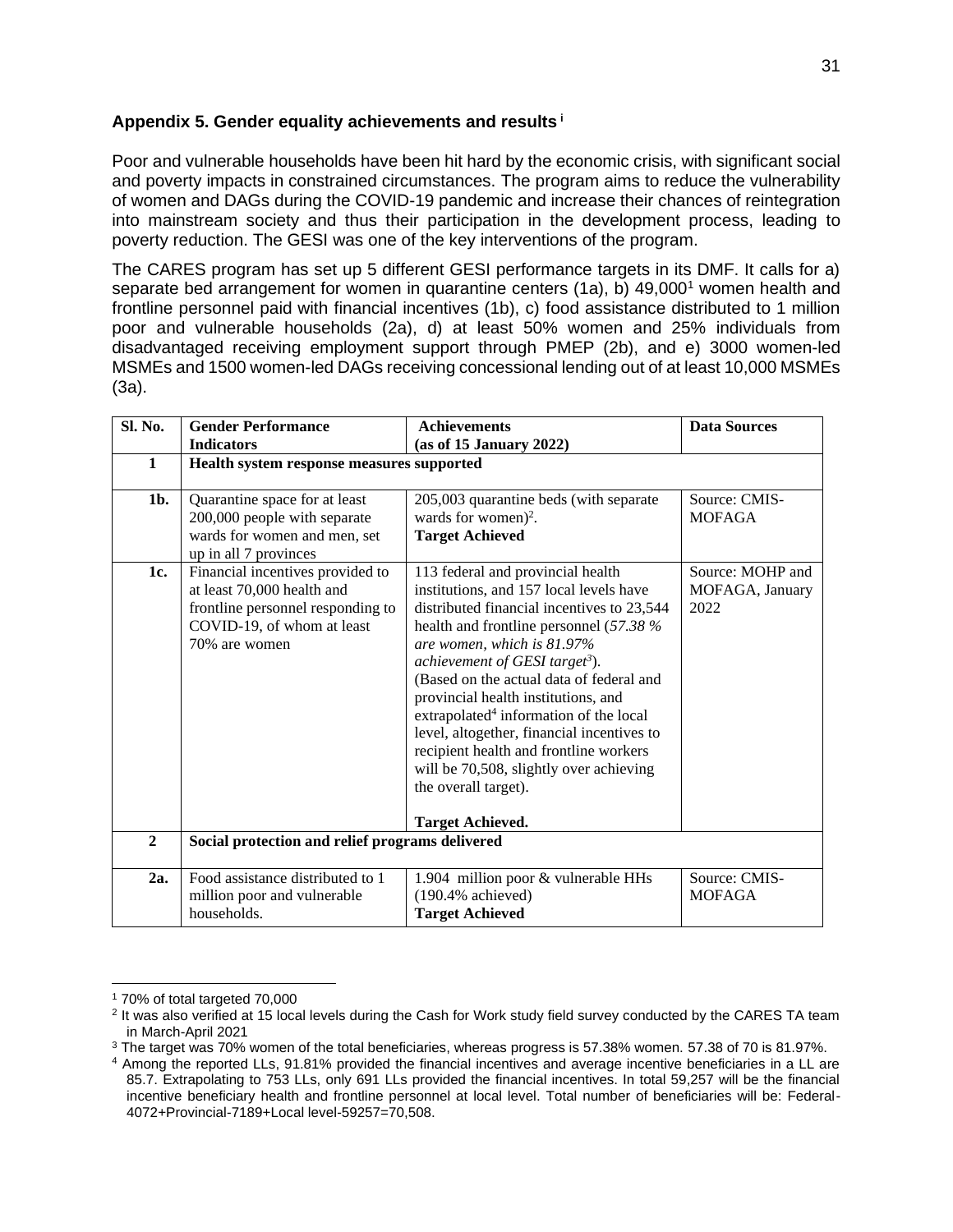### Appendix 5. Gender equality achievements and results [i]

Poor and vulnerable households have been hit hard by the economic crisis, with significant social and poverty impacts in constrained circumstances. The program aims to reduce the vulnerability of women and DAGs during the COVID-19 pandemic and increase their chances of reintegration into mainstream society and thus their participation in the development process, leading to poverty reduction. The GESI was one of the key interventions of the program.

The CARES program has set up 5 different GESI performance targets in its DMF. It calls for a) separate bed arrangement for women in quarantine centers (1a), b) 49,000[1] women health and frontline personnel paid with financial incentives (1b), c) food assistance distributed to 1 million poor and vulnerable households (2a), d) at least 50% women and 25% individuals from disadvantaged receiving employment support through PMEP (2b), and e) 3000 women-led MSMEs and 1500 women-led DAGs receiving concessional lending out of at least 10,000 MSMEs (3a).

| Sl. No. | Gender Performance Indicators | Achievements (as of 15 January 2022) | Data Sources |
|---|---|---|---|
| **1** | **Health system response measures supported** | | |
| **1b.** | Quarantine space for at least 200,000 people with separate wards for women and men, set up in all 7 provinces | 205,003 quarantine beds (with separate wards for women)[2]. **Target Achieved** | Source: CMIS-MOFAGA |
| **1c.** | Financial incentives provided to at least 70,000 health and frontline personnel responding to COVID-19, of whom at least 70% are women | 113 federal and provincial health institutions, and 157 local levels have distributed financial incentives to 23,544 health and frontline personnel (*57.38 % are women, which is 81.97% achievement of GESI target[3]*). (Based on the actual data of federal and provincial health institutions, and extrapolated[4] information of the local level, altogether, financial incentives to recipient health and frontline workers will be 70,508, slightly over achieving the overall target). **Target Achieved.** | Source: MOHP and MOFAGA, January 2022 |
| **2** | **Social protection and relief programs delivered** | | |
| **2a.** | Food assistance distributed to 1 million poor and vulnerable households. | 1.904 million poor & vulnerable HHs (190.4% achieved) **Target Achieved** | Source: CMIS-MOFAGA |

[1] 70% of total targeted 70,000

[2] It was also verified at 15 local levels during the Cash for Work study field survey conducted by the CARES TA team in March-April 2021

[3] The target was 70% women of the total beneficiaries, whereas progress is 57.38% women. 57.38 of 70 is 81.97%.

[4] Among the reported LLs, 91.81% provided the financial incentives and average incentive beneficiaries in a LL are 85.7. Extrapolating to 753 LLs, only 691 LLs provided the financial incentives. In total 59,257 will be the financial incentive beneficiary health and frontline personnel at local level. Total number of beneficiaries will be: Federal-4072+Provincial-7189+Local level-59257=70,508.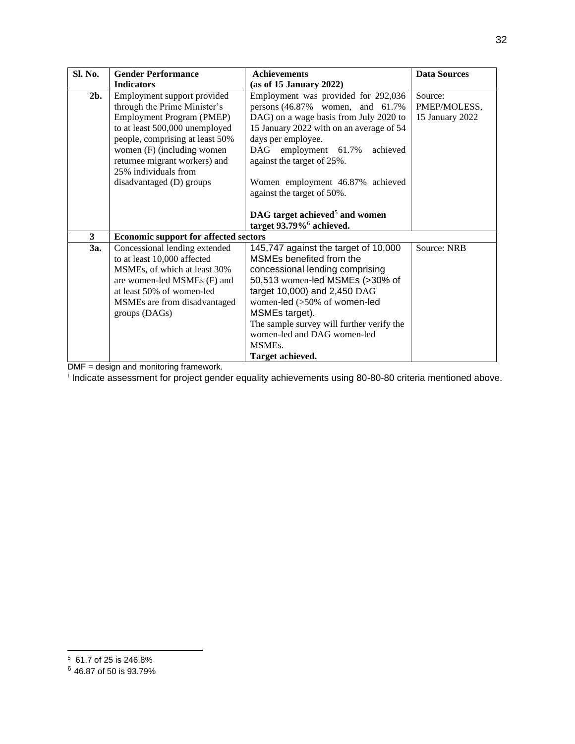| Sl. No. | Gender Performance Indicators | Achievements (as of 15 January 2022) | Data Sources |
|---|---|---|---|
| **2b.** | Employment support provided through the Prime Minister's Employment Program (PMEP) to at least 500,000 unemployed people, comprising at least 50% women (F) (including women returnee migrant workers) and 25% individuals from disadvantaged (D) groups | Employment was provided for 292,036 persons (46.87% women, and 61.7% DAG) on a wage basis from July 2020 to 15 January 2022 with on an average of 54 days per employee.<br>DAG employment 61.7% achieved against the target of 25%.<br><br>Women employment 46.87% achieved against the target of 50%.<br><br>**DAG target achieved[5] and women target 93.79%[6] achieved.** | Source: PMEP/MOLESS, 15 January 2022 |
| **3** | **Economic support for affected sectors** | | |
| **3a.** | Concessional lending extended to at least 10,000 affected MSMEs, of which at least 30% are women-led MSMEs (F) and at least 50% of women-led MSMEs are from disadvantaged groups (DAGs) | 145,747 against the target of 10,000 MSMEs benefited from the concessional lending comprising 50,513 women-led MSMEs (>30% of target 10,000) and 2,450 DAG women-led (>50% of women-led MSMEs target).<br>The sample survey will further verify the women-led and DAG women-led MSMEs.<br>**Target achieved.** | Source: NRB |

DMF = design and monitoring framework.

[i] Indicate assessment for project gender equality achievements using 80-80-80 criteria mentioned above.

---

[5] 61.7 of 25 is 246.8%

[6] 46.87 of 50 is 93.79%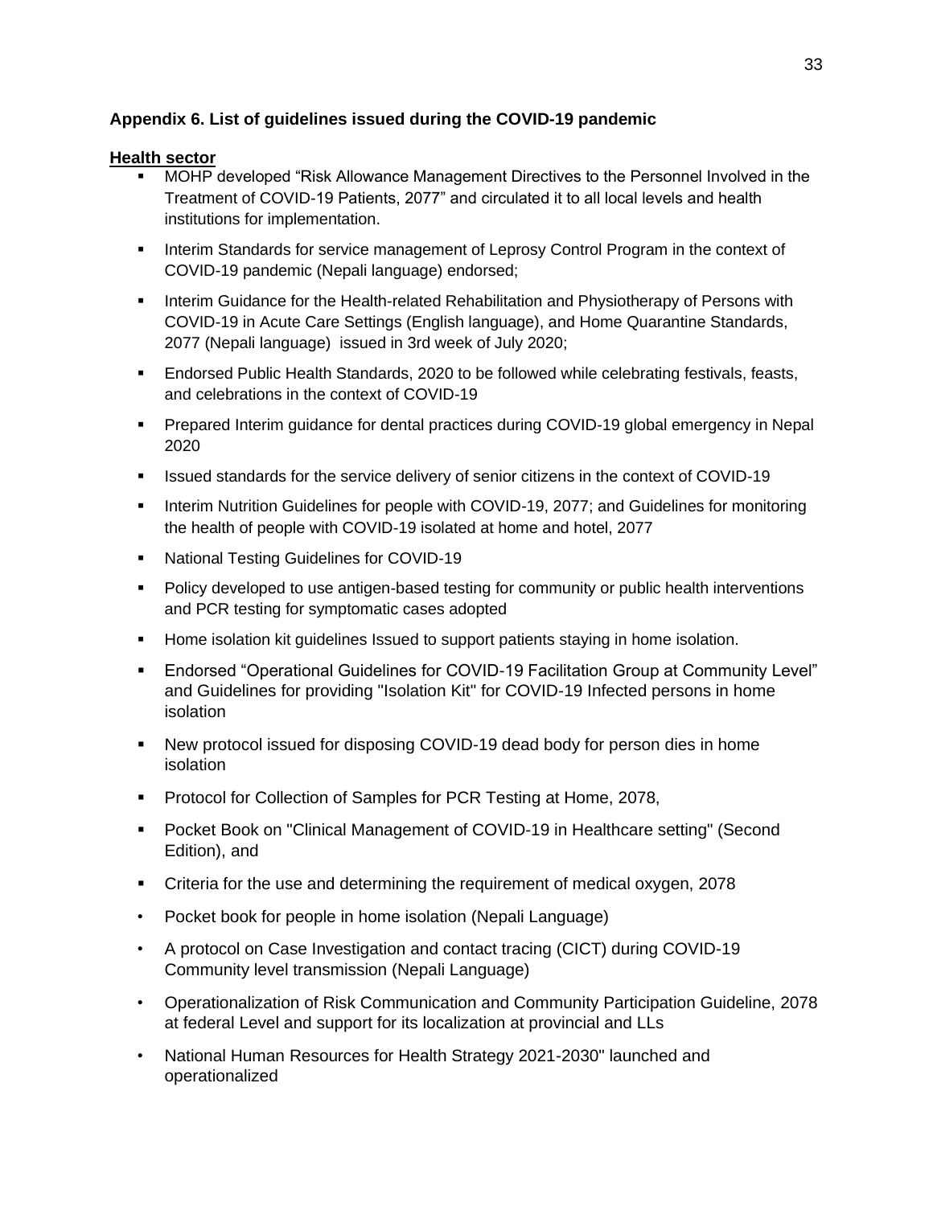## Appendix 6. List of guidelines issued during the COVID-19 pandemic

**Health sector**

- MOHP developed "Risk Allowance Management Directives to the Personnel Involved in the Treatment of COVID-19 Patients, 2077" and circulated it to all local levels and health institutions for implementation.
- Interim Standards for service management of Leprosy Control Program in the context of COVID-19 pandemic (Nepali language) endorsed;
- Interim Guidance for the Health-related Rehabilitation and Physiotherapy of Persons with COVID-19 in Acute Care Settings (English language), and Home Quarantine Standards, 2077 (Nepali language) issued in 3rd week of July 2020;
- Endorsed Public Health Standards, 2020 to be followed while celebrating festivals, feasts, and celebrations in the context of COVID-19
- Prepared Interim guidance for dental practices during COVID-19 global emergency in Nepal 2020
- Issued standards for the service delivery of senior citizens in the context of COVID-19
- Interim Nutrition Guidelines for people with COVID-19, 2077; and Guidelines for monitoring the health of people with COVID-19 isolated at home and hotel, 2077
- National Testing Guidelines for COVID-19
- Policy developed to use antigen-based testing for community or public health interventions and PCR testing for symptomatic cases adopted
- Home isolation kit guidelines Issued to support patients staying in home isolation.
- Endorsed "Operational Guidelines for COVID-19 Facilitation Group at Community Level" and Guidelines for providing "Isolation Kit" for COVID-19 Infected persons in home isolation
- New protocol issued for disposing COVID-19 dead body for person dies in home isolation
- Protocol for Collection of Samples for PCR Testing at Home, 2078,
- Pocket Book on "Clinical Management of COVID-19 in Healthcare setting" (Second Edition), and
- Criteria for the use and determining the requirement of medical oxygen, 2078
- Pocket book for people in home isolation (Nepali Language)
- A protocol on Case Investigation and contact tracing (CICT) during COVID-19 Community level transmission (Nepali Language)
- Operationalization of Risk Communication and Community Participation Guideline, 2078 at federal Level and support for its localization at provincial and LLs
- National Human Resources for Health Strategy 2021-2030" launched and operationalized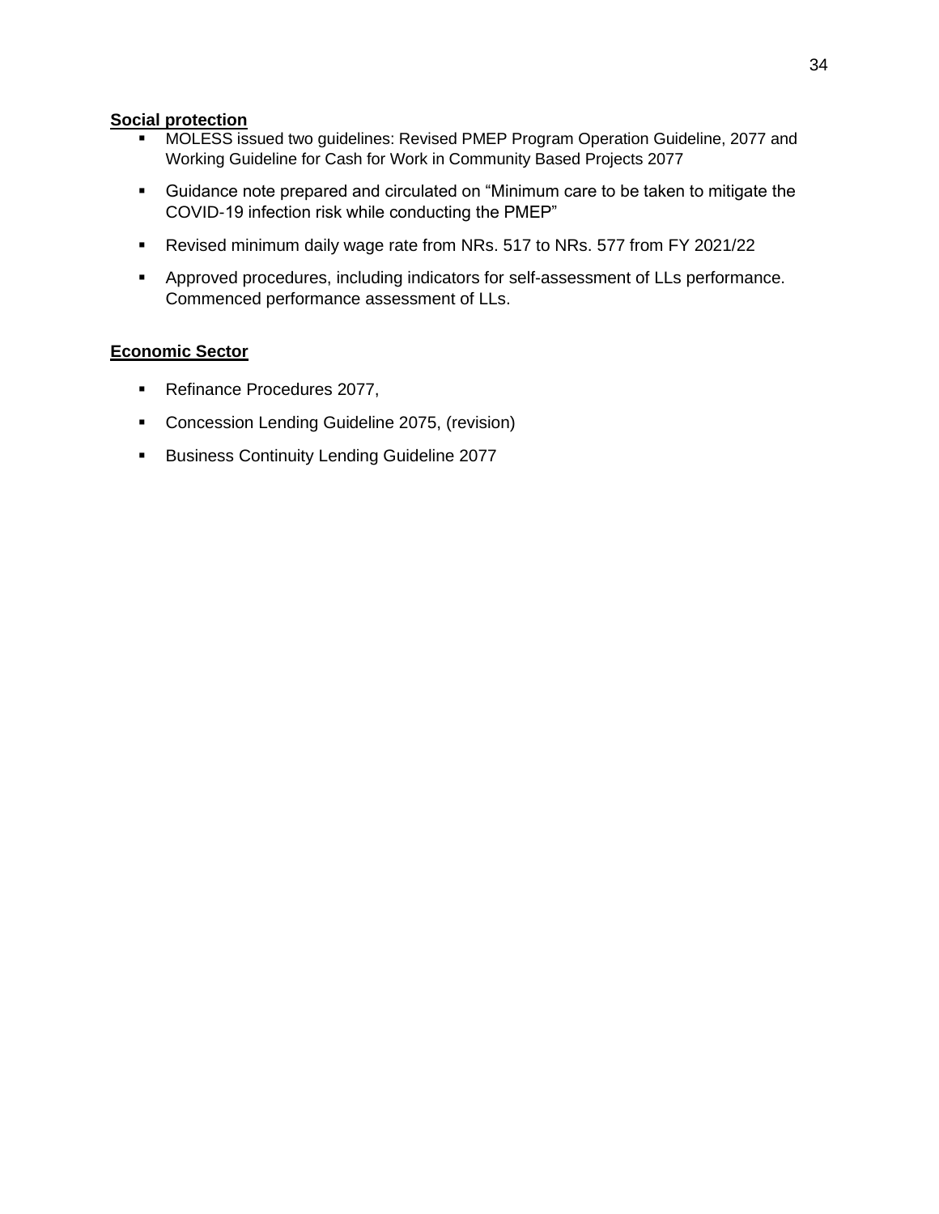**Social protection**

- MOLESS issued two guidelines: Revised PMEP Program Operation Guideline, 2077 and Working Guideline for Cash for Work in Community Based Projects 2077
- Guidance note prepared and circulated on “Minimum care to be taken to mitigate the COVID-19 infection risk while conducting the PMEP”
- Revised minimum daily wage rate from NRs. 517 to NRs. 577 from FY 2021/22
- Approved procedures, including indicators for self-assessment of LLs performance. Commenced performance assessment of LLs.

**Economic Sector**

- Refinance Procedures 2077,
- Concession Lending Guideline 2075, (revision)
- Business Continuity Lending Guideline 2077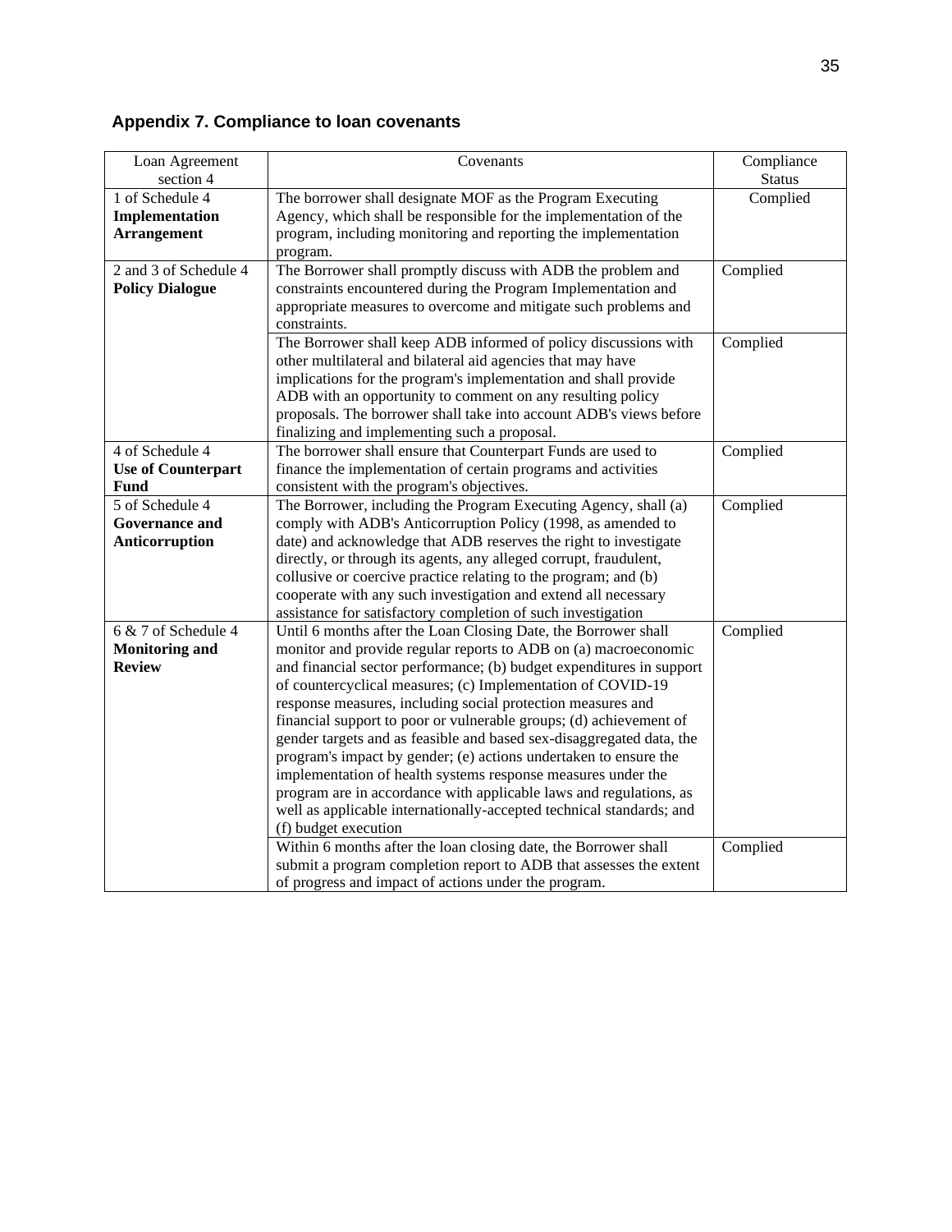## Appendix 7. Compliance to loan covenants

| Loan Agreement section 4 | Covenants | Compliance Status |
|---|---|---|
| 1 of Schedule 4 **Implementation Arrangement** | The borrower shall designate MOF as the Program Executing Agency, which shall be responsible for the implementation of the program, including monitoring and reporting the implementation program. | Complied |
| 2 and 3 of Schedule 4 **Policy Dialogue** | The Borrower shall promptly discuss with ADB the problem and constraints encountered during the Program Implementation and appropriate measures to overcome and mitigate such problems and constraints. | Complied |
| | The Borrower shall keep ADB informed of policy discussions with other multilateral and bilateral aid agencies that may have implications for the program's implementation and shall provide ADB with an opportunity to comment on any resulting policy proposals. The borrower shall take into account ADB's views before finalizing and implementing such a proposal. | Complied |
| 4 of Schedule 4 **Use of Counterpart Fund** | The borrower shall ensure that Counterpart Funds are used to finance the implementation of certain programs and activities consistent with the program's objectives. | Complied |
| 5 of Schedule 4 **Governance and Anticorruption** | The Borrower, including the Program Executing Agency, shall (a) comply with ADB's Anticorruption Policy (1998, as amended to date) and acknowledge that ADB reserves the right to investigate directly, or through its agents, any alleged corrupt, fraudulent, collusive or coercive practice relating to the program; and (b) cooperate with any such investigation and extend all necessary assistance for satisfactory completion of such investigation | Complied |
| 6 & 7 of Schedule 4 **Monitoring and Review** | Until 6 months after the Loan Closing Date, the Borrower shall monitor and provide regular reports to ADB on (a) macroeconomic and financial sector performance; (b) budget expenditures in support of countercyclical measures; (c) Implementation of COVID-19 response measures, including social protection measures and financial support to poor or vulnerable groups; (d) achievement of gender targets and as feasible and based sex-disaggregated data, the program's impact by gender; (e) actions undertaken to ensure the implementation of health systems response measures under the program are in accordance with applicable laws and regulations, as well as applicable internationally-accepted technical standards; and (f) budget execution | Complied |
| | Within 6 months after the loan closing date, the Borrower shall submit a program completion report to ADB that assesses the extent of progress and impact of actions under the program. | Complied |